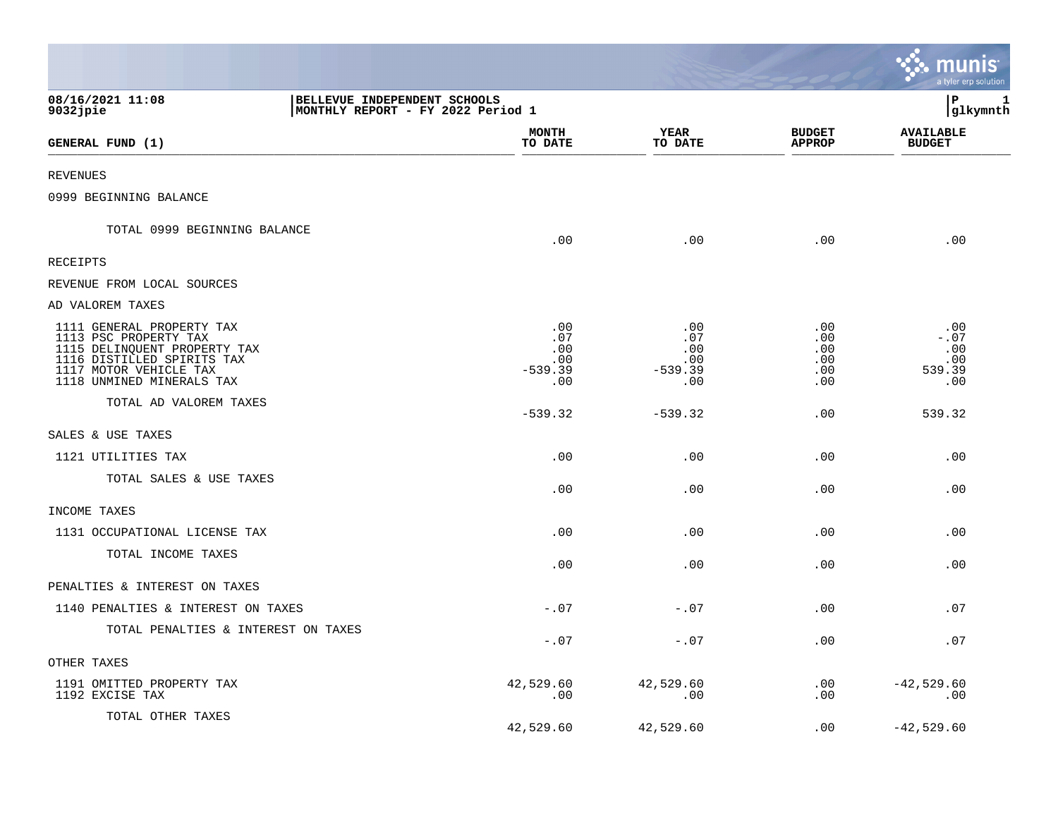**08/16/2021 11:08**
**9032jpie**

**BELLEVUE INDEPENDENT SCHOOLS**
**MONTHLY REPORT - FY 2022 Period 1**

**P 1**
**glkymnth**

| GENERAL FUND (1) | MONTH TO DATE | YEAR TO DATE | BUDGET APPROP | AVAILABLE BUDGET |
|---|---|---|---|---|
| REVENUES | | | | |
| 0999 BEGINNING BALANCE | | | | |
| TOTAL 0999 BEGINNING BALANCE | .00 | .00 | .00 | .00 |
| RECEIPTS | | | | |
| REVENUE FROM LOCAL SOURCES | | | | |
| AD VALOREM TAXES | | | | |
| 1111 GENERAL PROPERTY TAX | .00 | .00 | .00 | .00 |
| 1113 PSC PROPERTY TAX | .07 | .07 | .00 | -.07 |
| 1115 DELINQUENT PROPERTY TAX | .00 | .00 | .00 | .00 |
| 1116 DISTILLED SPIRITS TAX | .00 | .00 | .00 | .00 |
| 1117 MOTOR VEHICLE TAX | -539.39 | -539.39 | .00 | 539.39 |
| 1118 UNMINED MINERALS TAX | .00 | .00 | .00 | .00 |
| TOTAL AD VALOREM TAXES | -539.32 | -539.32 | .00 | 539.32 |
| SALES & USE TAXES | | | | |
| 1121 UTILITIES TAX | .00 | .00 | .00 | .00 |
| TOTAL SALES & USE TAXES | .00 | .00 | .00 | .00 |
| INCOME TAXES | | | | |
| 1131 OCCUPATIONAL LICENSE TAX | .00 | .00 | .00 | .00 |
| TOTAL INCOME TAXES | .00 | .00 | .00 | .00 |
| PENALTIES & INTEREST ON TAXES | | | | |
| 1140 PENALTIES & INTEREST ON TAXES | -.07 | -.07 | .00 | .07 |
| TOTAL PENALTIES & INTEREST ON TAXES | -.07 | -.07 | .00 | .07 |
| OTHER TAXES | | | | |
| 1191 OMITTED PROPERTY TAX | 42,529.60 | 42,529.60 | .00 | -42,529.60 |
| 1192 EXCISE TAX | .00 | .00 | .00 | .00 |
| TOTAL OTHER TAXES | 42,529.60 | 42,529.60 | .00 | -42,529.60 |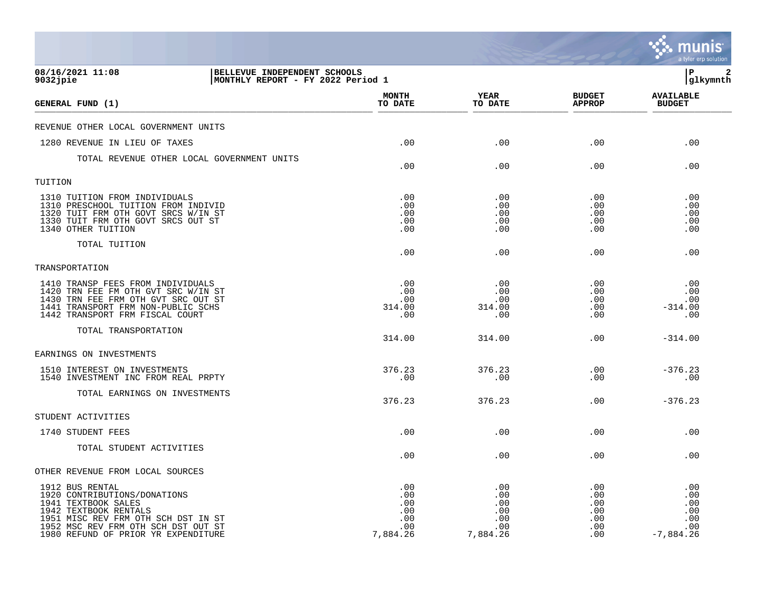**08/16/2021 11:08** | **BELLEVUE INDEPENDENT SCHOOLS**
**9032jpie** | **MONTHLY REPORT - FY 2022 Period 1**
glkymnth

| GENERAL FUND (1) | MONTH TO DATE | YEAR TO DATE | BUDGET APPROP | AVAILABLE BUDGET |
|---|---|---|---|---|
| REVENUE OTHER LOCAL GOVERNMENT UNITS | | | | |
| 1280 REVENUE IN LIEU OF TAXES | .00 | .00 | .00 | .00 |
| TOTAL REVENUE OTHER LOCAL GOVERNMENT UNITS | .00 | .00 | .00 | .00 |
| TUITION | | | | |
| 1310 TUITION FROM INDIVIDUALS | .00 | .00 | .00 | .00 |
| 1310 PRESCHOOL TUITION FROM INDIVID | .00 | .00 | .00 | .00 |
| 1320 TUIT FRM OTH GOVT SRCS W/IN ST | .00 | .00 | .00 | .00 |
| 1330 TUIT FRM OTH GOVT SRCS OUT ST | .00 | .00 | .00 | .00 |
| 1340 OTHER TUITION | .00 | .00 | .00 | .00 |
| TOTAL TUITION | .00 | .00 | .00 | .00 |
| TRANSPORTATION | | | | |
| 1410 TRANSP FEES FROM INDIVIDUALS | .00 | .00 | .00 | .00 |
| 1420 TRN FEE FM OTH GVT SRC W/IN ST | .00 | .00 | .00 | .00 |
| 1430 TRN FEE FRM OTH GVT SRC OUT ST | .00 | .00 | .00 | .00 |
| 1441 TRANSPORT FRM NON-PUBLIC SCHS | 314.00 | 314.00 | .00 | -314.00 |
| 1442 TRANSPORT FRM FISCAL COURT | .00 | .00 | .00 | .00 |
| TOTAL TRANSPORTATION | 314.00 | 314.00 | .00 | -314.00 |
| EARNINGS ON INVESTMENTS | | | | |
| 1510 INTEREST ON INVESTMENTS | 376.23 | 376.23 | .00 | -376.23 |
| 1540 INVESTMENT INC FROM REAL PRPTY | .00 | .00 | .00 | .00 |
| TOTAL EARNINGS ON INVESTMENTS | 376.23 | 376.23 | .00 | -376.23 |
| STUDENT ACTIVITIES | | | | |
| 1740 STUDENT FEES | .00 | .00 | .00 | .00 |
| TOTAL STUDENT ACTIVITIES | .00 | .00 | .00 | .00 |
| OTHER REVENUE FROM LOCAL SOURCES | | | | |
| 1912 BUS RENTAL | .00 | .00 | .00 | .00 |
| 1920 CONTRIBUTIONS/DONATIONS | .00 | .00 | .00 | .00 |
| 1941 TEXTBOOK SALES | .00 | .00 | .00 | .00 |
| 1942 TEXTBOOK RENTALS | .00 | .00 | .00 | .00 |
| 1951 MISC REV FRM OTH SCH DST IN ST | .00 | .00 | .00 | .00 |
| 1952 MSC REV FRM OTH SCH DST OUT ST | .00 | .00 | .00 | .00 |
| 1980 REFUND OF PRIOR YR EXPENDITURE | 7,884.26 | 7,884.26 | .00 | -7,884.26 |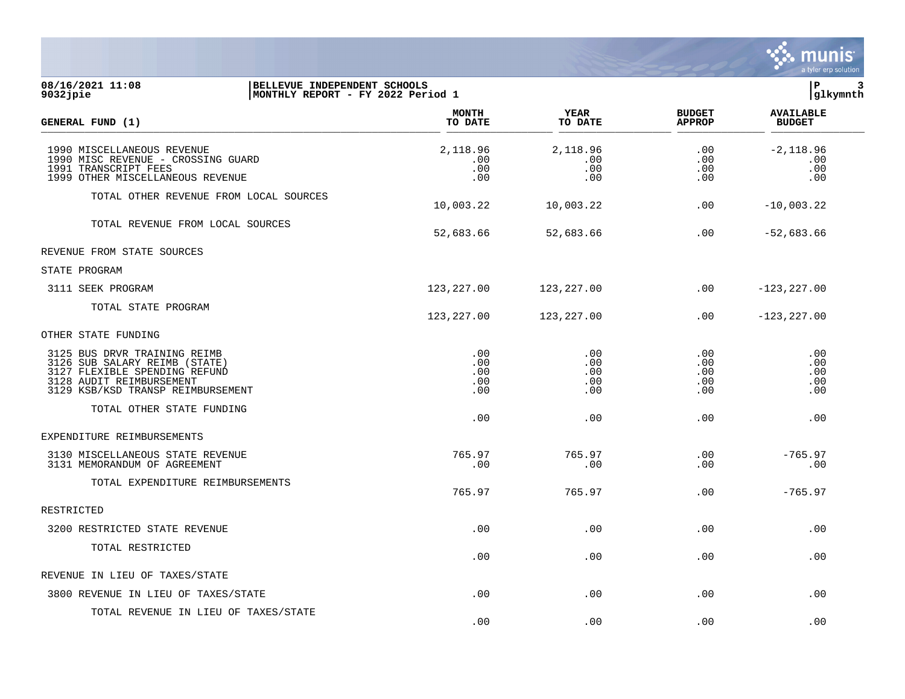**08/16/2021 11:08** | **BELLEVUE INDEPENDENT SCHOOLS** | **P 3**
**9032jpie** | **MONTHLY REPORT - FY 2022 Period 1** | **glkymnth**

| GENERAL FUND (1) | MONTH TO DATE | YEAR TO DATE | BUDGET APPROP | AVAILABLE BUDGET |
|---|---|---|---|---|
| 1990 MISCELLANEOUS REVENUE | 2,118.96 | 2,118.96 | .00 | -2,118.96 |
| 1990 MISC REVENUE - CROSSING GUARD | .00 | .00 | .00 | .00 |
| 1991 TRANSCRIPT FEES | .00 | .00 | .00 | .00 |
| 1999 OTHER MISCELLANEOUS REVENUE | .00 | .00 | .00 | .00 |
| TOTAL OTHER REVENUE FROM LOCAL SOURCES | 10,003.22 | 10,003.22 | .00 | -10,003.22 |
| TOTAL REVENUE FROM LOCAL SOURCES | 52,683.66 | 52,683.66 | .00 | -52,683.66 |
| REVENUE FROM STATE SOURCES | | | | |
| STATE PROGRAM | | | | |
| 3111 SEEK PROGRAM | 123,227.00 | 123,227.00 | .00 | -123,227.00 |
| TOTAL STATE PROGRAM | 123,227.00 | 123,227.00 | .00 | -123,227.00 |
| OTHER STATE FUNDING | | | | |
| 3125 BUS DRVR TRAINING REIMB | .00 | .00 | .00 | .00 |
| 3126 SUB SALARY REIMB (STATE) | .00 | .00 | .00 | .00 |
| 3127 FLEXIBLE SPENDING REFUND | .00 | .00 | .00 | .00 |
| 3128 AUDIT REIMBURSEMENT | .00 | .00 | .00 | .00 |
| 3129 KSB/KSD TRANSP REIMBURSEMENT | .00 | .00 | .00 | .00 |
| TOTAL OTHER STATE FUNDING | .00 | .00 | .00 | .00 |
| EXPENDITURE REIMBURSEMENTS | | | | |
| 3130 MISCELLANEOUS STATE REVENUE | 765.97 | 765.97 | .00 | -765.97 |
| 3131 MEMORANDUM OF AGREEMENT | .00 | .00 | .00 | .00 |
| TOTAL EXPENDITURE REIMBURSEMENTS | 765.97 | 765.97 | .00 | -765.97 |
| RESTRICTED | | | | |
| 3200 RESTRICTED STATE REVENUE | .00 | .00 | .00 | .00 |
| TOTAL RESTRICTED | .00 | .00 | .00 | .00 |
| REVENUE IN LIEU OF TAXES/STATE | | | | |
| 3800 REVENUE IN LIEU OF TAXES/STATE | .00 | .00 | .00 | .00 |
| TOTAL REVENUE IN LIEU OF TAXES/STATE | .00 | .00 | .00 | .00 |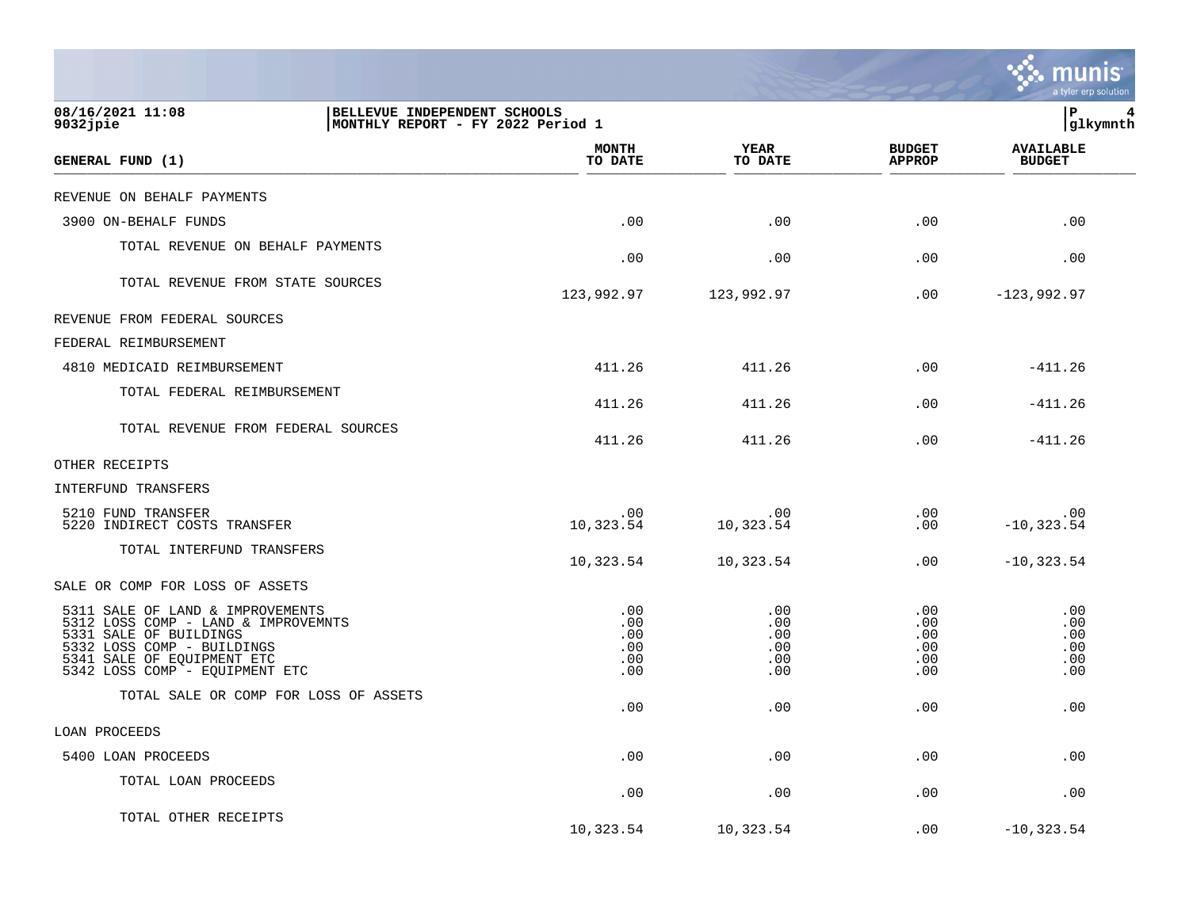08/16/2021 11:08
9032jpie

**BELLEVUE INDEPENDENT SCHOOLS**
**MONTHLY REPORT - FY 2022 Period 1**

| GENERAL FUND (1) | MONTH TO DATE | YEAR TO DATE | BUDGET APPROP | AVAILABLE BUDGET |
|---|---|---|---|---|
| REVENUE ON BEHALF PAYMENTS | | | | |
| 3900 ON-BEHALF FUNDS | .00 | .00 | .00 | .00 |
| TOTAL REVENUE ON BEHALF PAYMENTS | .00 | .00 | .00 | .00 |
| TOTAL REVENUE FROM STATE SOURCES | 123,992.97 | 123,992.97 | .00 | -123,992.97 |
| REVENUE FROM FEDERAL SOURCES | | | | |
| FEDERAL REIMBURSEMENT | | | | |
| 4810 MEDICAID REIMBURSEMENT | 411.26 | 411.26 | .00 | -411.26 |
| TOTAL FEDERAL REIMBURSEMENT | 411.26 | 411.26 | .00 | -411.26 |
| TOTAL REVENUE FROM FEDERAL SOURCES | 411.26 | 411.26 | .00 | -411.26 |
| OTHER RECEIPTS | | | | |
| INTERFUND TRANSFERS | | | | |
| 5210 FUND TRANSFER | .00 | .00 | .00 | .00 |
| 5220 INDIRECT COSTS TRANSFER | 10,323.54 | 10,323.54 | .00 | -10,323.54 |
| TOTAL INTERFUND TRANSFERS | 10,323.54 | 10,323.54 | .00 | -10,323.54 |
| SALE OR COMP FOR LOSS OF ASSETS | | | | |
| 5311 SALE OF LAND & IMPROVEMENTS | .00 | .00 | .00 | .00 |
| 5312 LOSS COMP - LAND & IMPROVEMNTS | .00 | .00 | .00 | .00 |
| 5331 SALE OF BUILDINGS | .00 | .00 | .00 | .00 |
| 5332 LOSS COMP - BUILDINGS | .00 | .00 | .00 | .00 |
| 5341 SALE OF EQUIPMENT ETC | .00 | .00 | .00 | .00 |
| 5342 LOSS COMP - EQUIPMENT ETC | .00 | .00 | .00 | .00 |
| TOTAL SALE OR COMP FOR LOSS OF ASSETS | .00 | .00 | .00 | .00 |
| LOAN PROCEEDS | | | | |
| 5400 LOAN PROCEEDS | .00 | .00 | .00 | .00 |
| TOTAL LOAN PROCEEDS | .00 | .00 | .00 | .00 |
| TOTAL OTHER RECEIPTS | 10,323.54 | 10,323.54 | .00 | -10,323.54 |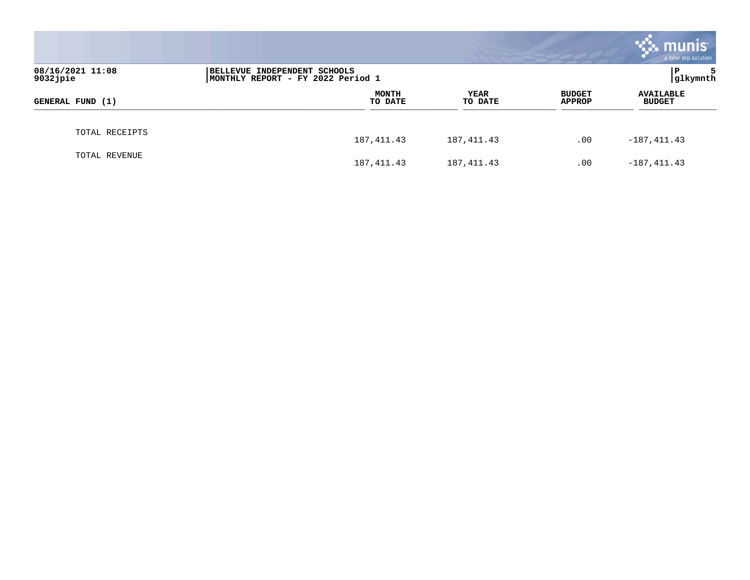BELLEVUE INDEPENDENT SCHOOLS
MONTHLY REPORT - FY 2022 Period 1

| GENERAL FUND (1) | MONTH TO DATE | YEAR TO DATE | BUDGET APPROP | AVAILABLE BUDGET |
|---|---|---|---|---|
| TOTAL RECEIPTS | 187,411.43 | 187,411.43 | .00 | -187,411.43 |
| TOTAL REVENUE | 187,411.43 | 187,411.43 | .00 | -187,411.43 |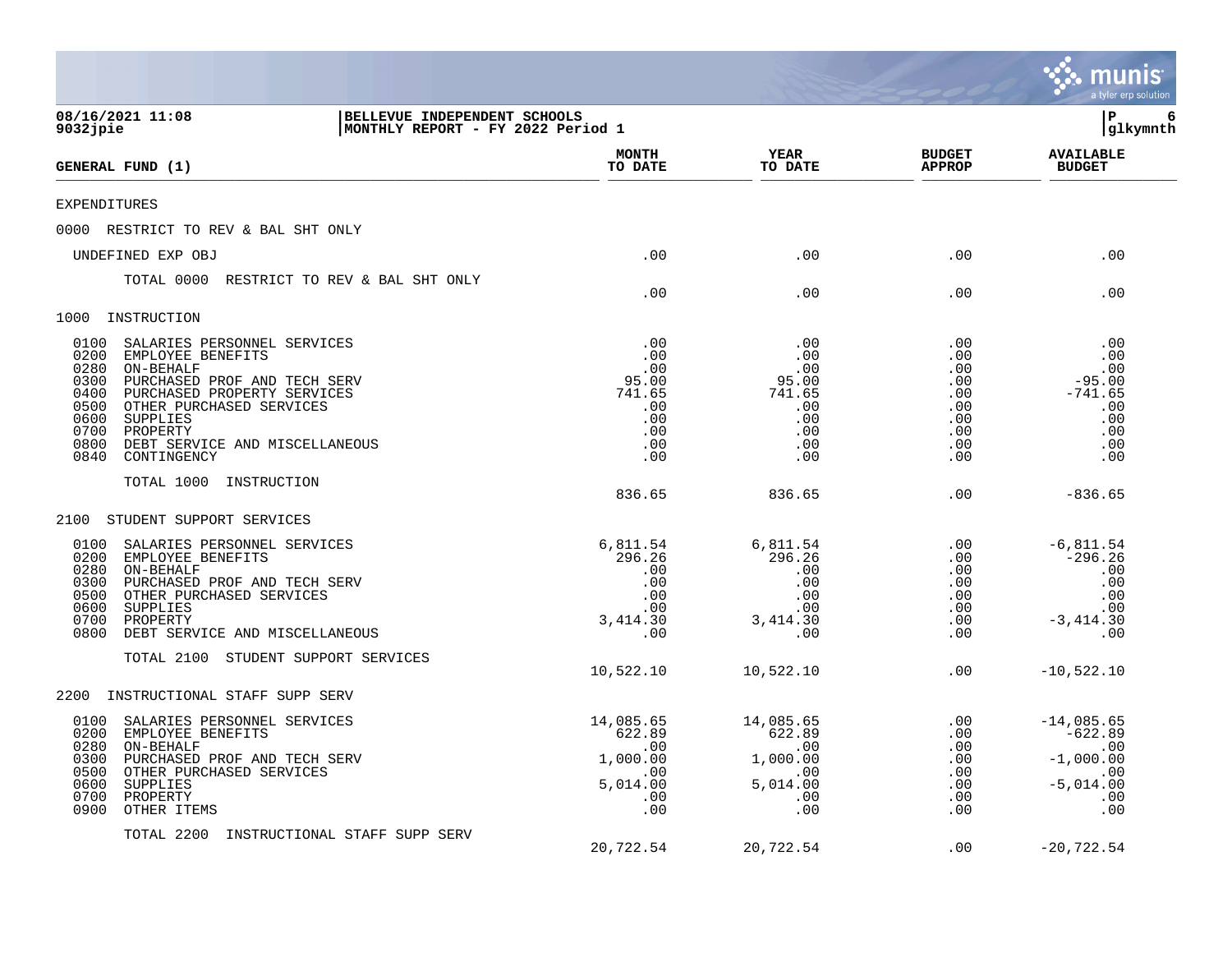**08/16/2021 11:08** | **BELLEVUE INDEPENDENT SCHOOLS**
**9032jpie** | **MONTHLY REPORT - FY 2022 Period 1**

| GENERAL FUND (1) | MONTH TO DATE | YEAR TO DATE | BUDGET APPROP | AVAILABLE BUDGET |
|---|---|---|---|---|
| EXPENDITURES | | | | |
| 0000 RESTRICT TO REV & BAL SHT ONLY | | | | |
| UNDEFINED EXP OBJ | .00 | .00 | .00 | .00 |
| TOTAL 0000 RESTRICT TO REV & BAL SHT ONLY | .00 | .00 | .00 | .00 |
| 1000 INSTRUCTION | | | | |
| 0100 SALARIES PERSONNEL SERVICES | .00 | .00 | .00 | .00 |
| 0200 EMPLOYEE BENEFITS | .00 | .00 | .00 | .00 |
| 0280 ON-BEHALF | .00 | .00 | .00 | .00 |
| 0300 PURCHASED PROF AND TECH SERV | 95.00 | 95.00 | .00 | -95.00 |
| 0400 PURCHASED PROPERTY SERVICES | 741.65 | 741.65 | .00 | -741.65 |
| 0500 OTHER PURCHASED SERVICES | .00 | .00 | .00 | .00 |
| 0600 SUPPLIES | .00 | .00 | .00 | .00 |
| 0700 PROPERTY | .00 | .00 | .00 | .00 |
| 0800 DEBT SERVICE AND MISCELLANEOUS | .00 | .00 | .00 | .00 |
| 0840 CONTINGENCY | .00 | .00 | .00 | .00 |
| TOTAL 1000 INSTRUCTION | 836.65 | 836.65 | .00 | -836.65 |
| 2100 STUDENT SUPPORT SERVICES | | | | |
| 0100 SALARIES PERSONNEL SERVICES | 6,811.54 | 6,811.54 | .00 | -6,811.54 |
| 0200 EMPLOYEE BENEFITS | 296.26 | 296.26 | .00 | -296.26 |
| 0280 ON-BEHALF | .00 | .00 | .00 | .00 |
| 0300 PURCHASED PROF AND TECH SERV | .00 | .00 | .00 | .00 |
| 0500 OTHER PURCHASED SERVICES | .00 | .00 | .00 | .00 |
| 0600 SUPPLIES | .00 | .00 | .00 | .00 |
| 0700 PROPERTY | 3,414.30 | 3,414.30 | .00 | -3,414.30 |
| 0800 DEBT SERVICE AND MISCELLANEOUS | .00 | .00 | .00 | .00 |
| TOTAL 2100 STUDENT SUPPORT SERVICES | 10,522.10 | 10,522.10 | .00 | -10,522.10 |
| 2200 INSTRUCTIONAL STAFF SUPP SERV | | | | |
| 0100 SALARIES PERSONNEL SERVICES | 14,085.65 | 14,085.65 | .00 | -14,085.65 |
| 0200 EMPLOYEE BENEFITS | 622.89 | 622.89 | .00 | -622.89 |
| 0280 ON-BEHALF | .00 | .00 | .00 | .00 |
| 0300 PURCHASED PROF AND TECH SERV | 1,000.00 | 1,000.00 | .00 | -1,000.00 |
| 0500 OTHER PURCHASED SERVICES | .00 | .00 | .00 | .00 |
| 0600 SUPPLIES | 5,014.00 | 5,014.00 | .00 | -5,014.00 |
| 0700 PROPERTY | .00 | .00 | .00 | .00 |
| 0900 OTHER ITEMS | .00 | .00 | .00 | .00 |
| TOTAL 2200 INSTRUCTIONAL STAFF SUPP SERV | 20,722.54 | 20,722.54 | .00 | -20,722.54 |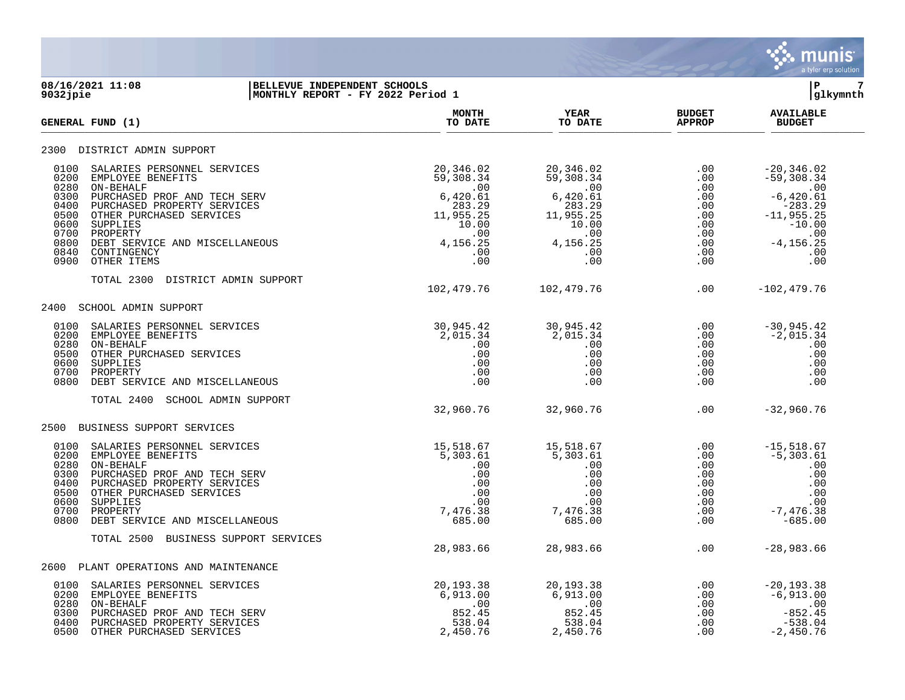**BELLEVUE INDEPENDENT SCHOOLS**
**MONTHLY REPORT - FY 2022 Period 1**

08/16/2021 11:08
9032jpie

| GENERAL FUND (1) | MONTH TO DATE | YEAR TO DATE | BUDGET APPROP | AVAILABLE BUDGET |
|---|---|---|---|---|
| **2300 DISTRICT ADMIN SUPPORT** | | | | |
| 0100 SALARIES PERSONNEL SERVICES | 20,346.02 | 20,346.02 | .00 | -20,346.02 |
| 0200 EMPLOYEE BENEFITS | 59,308.34 | 59,308.34 | .00 | -59,308.34 |
| 0280 ON-BEHALF | .00 | .00 | .00 | .00 |
| 0300 PURCHASED PROF AND TECH SERV | 6,420.61 | 6,420.61 | .00 | -6,420.61 |
| 0400 PURCHASED PROPERTY SERVICES | 283.29 | 283.29 | .00 | -283.29 |
| 0500 OTHER PURCHASED SERVICES | 11,955.25 | 11,955.25 | .00 | -11,955.25 |
| 0600 SUPPLIES | 10.00 | 10.00 | .00 | -10.00 |
| 0700 PROPERTY | .00 | .00 | .00 | .00 |
| 0800 DEBT SERVICE AND MISCELLANEOUS | 4,156.25 | 4,156.25 | .00 | -4,156.25 |
| 0840 CONTINGENCY | .00 | .00 | .00 | .00 |
| 0900 OTHER ITEMS | .00 | .00 | .00 | .00 |
| TOTAL 2300 DISTRICT ADMIN SUPPORT | 102,479.76 | 102,479.76 | .00 | -102,479.76 |
| **2400 SCHOOL ADMIN SUPPORT** | | | | |
| 0100 SALARIES PERSONNEL SERVICES | 30,945.42 | 30,945.42 | .00 | -30,945.42 |
| 0200 EMPLOYEE BENEFITS | 2,015.34 | 2,015.34 | .00 | -2,015.34 |
| 0280 ON-BEHALF | .00 | .00 | .00 | .00 |
| 0500 OTHER PURCHASED SERVICES | .00 | .00 | .00 | .00 |
| 0600 SUPPLIES | .00 | .00 | .00 | .00 |
| 0700 PROPERTY | .00 | .00 | .00 | .00 |
| 0800 DEBT SERVICE AND MISCELLANEOUS | .00 | .00 | .00 | .00 |
| TOTAL 2400 SCHOOL ADMIN SUPPORT | 32,960.76 | 32,960.76 | .00 | -32,960.76 |
| **2500 BUSINESS SUPPORT SERVICES** | | | | |
| 0100 SALARIES PERSONNEL SERVICES | 15,518.67 | 15,518.67 | .00 | -15,518.67 |
| 0200 EMPLOYEE BENEFITS | 5,303.61 | 5,303.61 | .00 | -5,303.61 |
| 0280 ON-BEHALF | .00 | .00 | .00 | .00 |
| 0300 PURCHASED PROF AND TECH SERV | .00 | .00 | .00 | .00 |
| 0400 PURCHASED PROPERTY SERVICES | .00 | .00 | .00 | .00 |
| 0500 OTHER PURCHASED SERVICES | .00 | .00 | .00 | .00 |
| 0600 SUPPLIES | .00 | .00 | .00 | .00 |
| 0700 PROPERTY | 7,476.38 | 7,476.38 | .00 | -7,476.38 |
| 0800 DEBT SERVICE AND MISCELLANEOUS | 685.00 | 685.00 | .00 | -685.00 |
| TOTAL 2500 BUSINESS SUPPORT SERVICES | 28,983.66 | 28,983.66 | .00 | -28,983.66 |
| **2600 PLANT OPERATIONS AND MAINTENANCE** | | | | |
| 0100 SALARIES PERSONNEL SERVICES | 20,193.38 | 20,193.38 | .00 | -20,193.38 |
| 0200 EMPLOYEE BENEFITS | 6,913.00 | 6,913.00 | .00 | -6,913.00 |
| 0280 ON-BEHALF | .00 | .00 | .00 | .00 |
| 0300 PURCHASED PROF AND TECH SERV | 852.45 | 852.45 | .00 | -852.45 |
| 0400 PURCHASED PROPERTY SERVICES | 538.04 | 538.04 | .00 | -538.04 |
| 0500 OTHER PURCHASED SERVICES | 2,450.76 | 2,450.76 | .00 | -2,450.76 |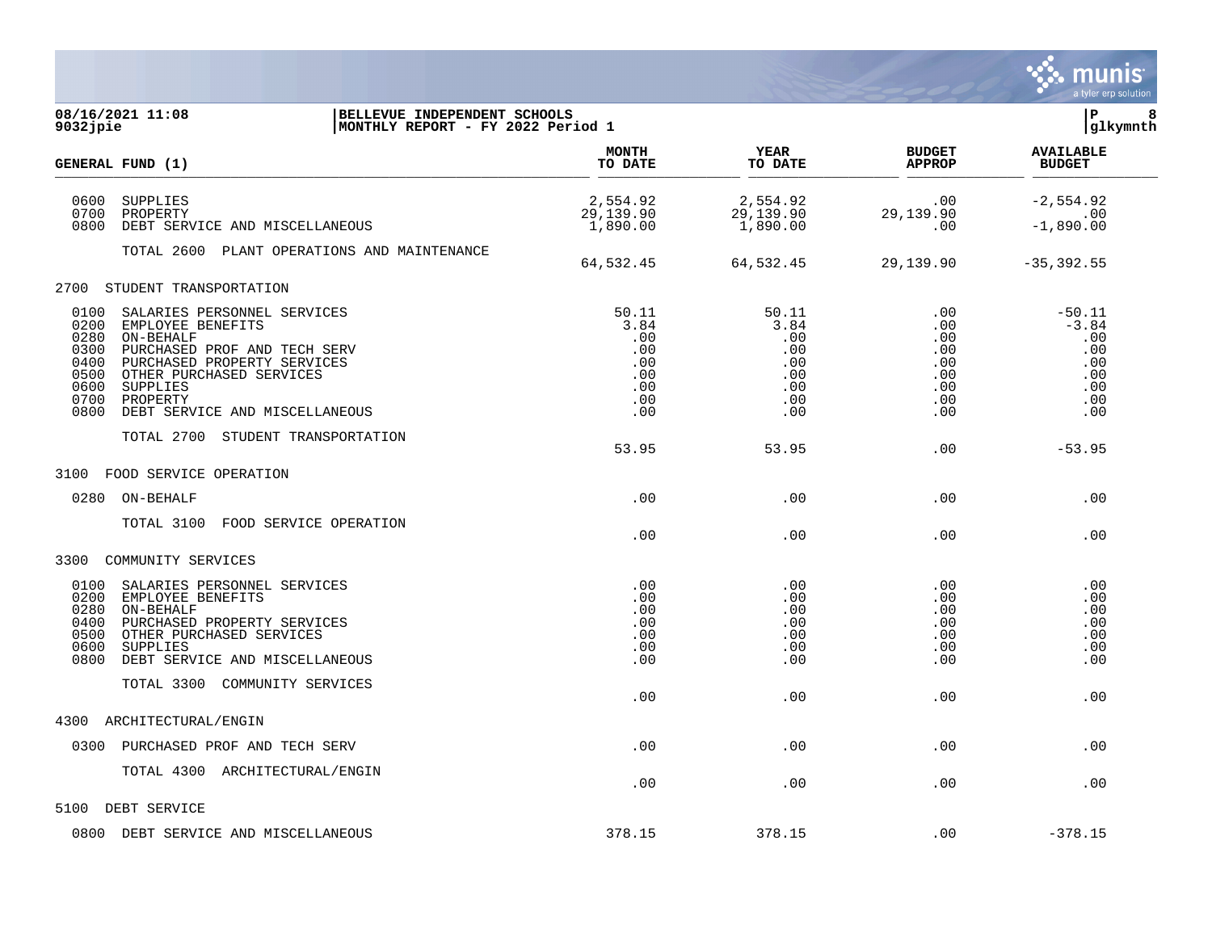08/16/2021 11:08 | BELLEVUE INDEPENDENT SCHOOLS
9032jpie | MONTHLY REPORT - FY 2022 Period 1

| GENERAL FUND (1) | MONTH TO DATE | YEAR TO DATE | BUDGET APPROP | AVAILABLE BUDGET |
|---|---|---|---|---|
| 0600 SUPPLIES | 2,554.92 | 2,554.92 | .00 | -2,554.92 |
| 0700 PROPERTY | 29,139.90 | 29,139.90 | 29,139.90 | .00 |
| 0800 DEBT SERVICE AND MISCELLANEOUS | 1,890.00 | 1,890.00 | .00 | -1,890.00 |
| TOTAL 2600 PLANT OPERATIONS AND MAINTENANCE | 64,532.45 | 64,532.45 | 29,139.90 | -35,392.55 |
| **2700 STUDENT TRANSPORTATION** | | | | |
| 0100 SALARIES PERSONNEL SERVICES | 50.11 | 50.11 | .00 | -50.11 |
| 0200 EMPLOYEE BENEFITS | 3.84 | 3.84 | .00 | -3.84 |
| 0280 ON-BEHALF | .00 | .00 | .00 | .00 |
| 0300 PURCHASED PROF AND TECH SERV | .00 | .00 | .00 | .00 |
| 0400 PURCHASED PROPERTY SERVICES | .00 | .00 | .00 | .00 |
| 0500 OTHER PURCHASED SERVICES | .00 | .00 | .00 | .00 |
| 0600 SUPPLIES | .00 | .00 | .00 | .00 |
| 0700 PROPERTY | .00 | .00 | .00 | .00 |
| 0800 DEBT SERVICE AND MISCELLANEOUS | .00 | .00 | .00 | .00 |
| TOTAL 2700 STUDENT TRANSPORTATION | 53.95 | 53.95 | .00 | -53.95 |
| **3100 FOOD SERVICE OPERATION** | | | | |
| 0280 ON-BEHALF | .00 | .00 | .00 | .00 |
| TOTAL 3100 FOOD SERVICE OPERATION | .00 | .00 | .00 | .00 |
| **3300 COMMUNITY SERVICES** | | | | |
| 0100 SALARIES PERSONNEL SERVICES | .00 | .00 | .00 | .00 |
| 0200 EMPLOYEE BENEFITS | .00 | .00 | .00 | .00 |
| 0280 ON-BEHALF | .00 | .00 | .00 | .00 |
| 0400 PURCHASED PROPERTY SERVICES | .00 | .00 | .00 | .00 |
| 0500 OTHER PURCHASED SERVICES | .00 | .00 | .00 | .00 |
| 0600 SUPPLIES | .00 | .00 | .00 | .00 |
| 0800 DEBT SERVICE AND MISCELLANEOUS | .00 | .00 | .00 | .00 |
| TOTAL 3300 COMMUNITY SERVICES | .00 | .00 | .00 | .00 |
| **4300 ARCHITECTURAL/ENGIN** | | | | |
| 0300 PURCHASED PROF AND TECH SERV | .00 | .00 | .00 | .00 |
| TOTAL 4300 ARCHITECTURAL/ENGIN | .00 | .00 | .00 | .00 |
| **5100 DEBT SERVICE** | | | | |
| 0800 DEBT SERVICE AND MISCELLANEOUS | 378.15 | 378.15 | .00 | -378.15 |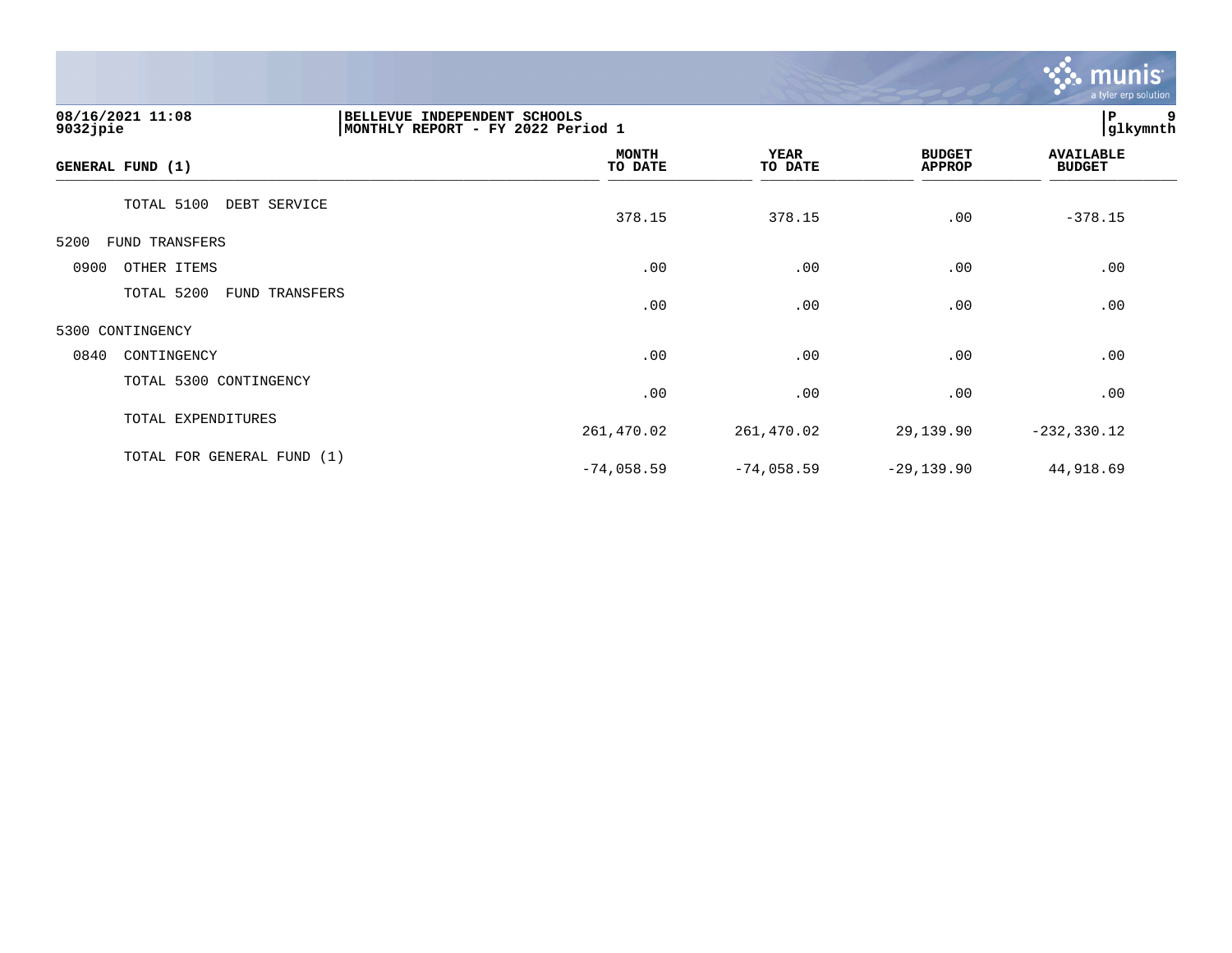**BELLEVUE INDEPENDENT SCHOOLS**
**MONTHLY REPORT - FY 2022 Period 1**

08/16/2021 11:08
9032jpie

glkymnth

| GENERAL FUND (1) | MONTH TO DATE | YEAR TO DATE | BUDGET APPROP | AVAILABLE BUDGET |
|---|---|---|---|---|
| TOTAL 5100 DEBT SERVICE | 378.15 | 378.15 | .00 | -378.15 |
| 5200 FUND TRANSFERS | | | | |
| 0900 OTHER ITEMS | .00 | .00 | .00 | .00 |
| TOTAL 5200 FUND TRANSFERS | .00 | .00 | .00 | .00 |
| 5300 CONTINGENCY | | | | |
| 0840 CONTINGENCY | .00 | .00 | .00 | .00 |
| TOTAL 5300 CONTINGENCY | .00 | .00 | .00 | .00 |
| TOTAL EXPENDITURES | 261,470.02 | 261,470.02 | 29,139.90 | -232,330.12 |
| TOTAL FOR GENERAL FUND (1) | -74,058.59 | -74,058.59 | -29,139.90 | 44,918.69 |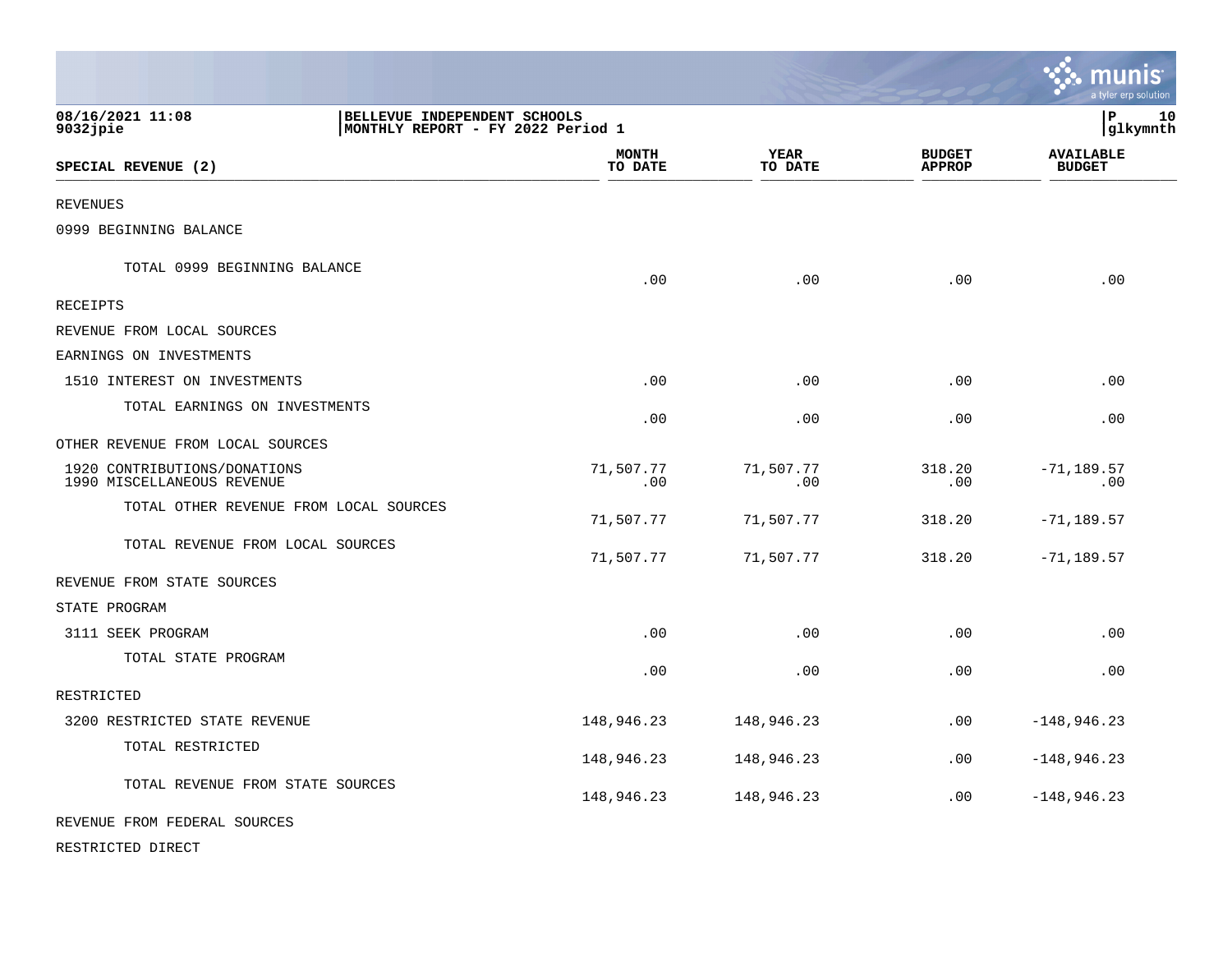08/16/2021 11:08
9032jpie

BELLEVUE INDEPENDENT SCHOOLS
MONTHLY REPORT - FY 2022 Period 1

P 10
glkymnth

| SPECIAL REVENUE (2) | MONTH TO DATE | YEAR TO DATE | BUDGET APPROP | AVAILABLE BUDGET |
|---|---|---|---|---|
| REVENUES | | | | |
| 0999 BEGINNING BALANCE | | | | |
| TOTAL 0999 BEGINNING BALANCE | .00 | .00 | .00 | .00 |
| RECEIPTS | | | | |
| REVENUE FROM LOCAL SOURCES | | | | |
| EARNINGS ON INVESTMENTS | | | | |
| 1510 INTEREST ON INVESTMENTS | .00 | .00 | .00 | .00 |
| TOTAL EARNINGS ON INVESTMENTS | .00 | .00 | .00 | .00 |
| OTHER REVENUE FROM LOCAL SOURCES | | | | |
| 1920 CONTRIBUTIONS/DONATIONS | 71,507.77 | 71,507.77 | 318.20 | -71,189.57 |
| 1990 MISCELLANEOUS REVENUE | .00 | .00 | .00 | .00 |
| TOTAL OTHER REVENUE FROM LOCAL SOURCES | 71,507.77 | 71,507.77 | 318.20 | -71,189.57 |
| TOTAL REVENUE FROM LOCAL SOURCES | 71,507.77 | 71,507.77 | 318.20 | -71,189.57 |
| REVENUE FROM STATE SOURCES | | | | |
| STATE PROGRAM | | | | |
| 3111 SEEK PROGRAM | .00 | .00 | .00 | .00 |
| TOTAL STATE PROGRAM | .00 | .00 | .00 | .00 |
| RESTRICTED | | | | |
| 3200 RESTRICTED STATE REVENUE | 148,946.23 | 148,946.23 | .00 | -148,946.23 |
| TOTAL RESTRICTED | 148,946.23 | 148,946.23 | .00 | -148,946.23 |
| TOTAL REVENUE FROM STATE SOURCES | 148,946.23 | 148,946.23 | .00 | -148,946.23 |
| REVENUE FROM FEDERAL SOURCES | | | | |
| RESTRICTED DIRECT | | | | |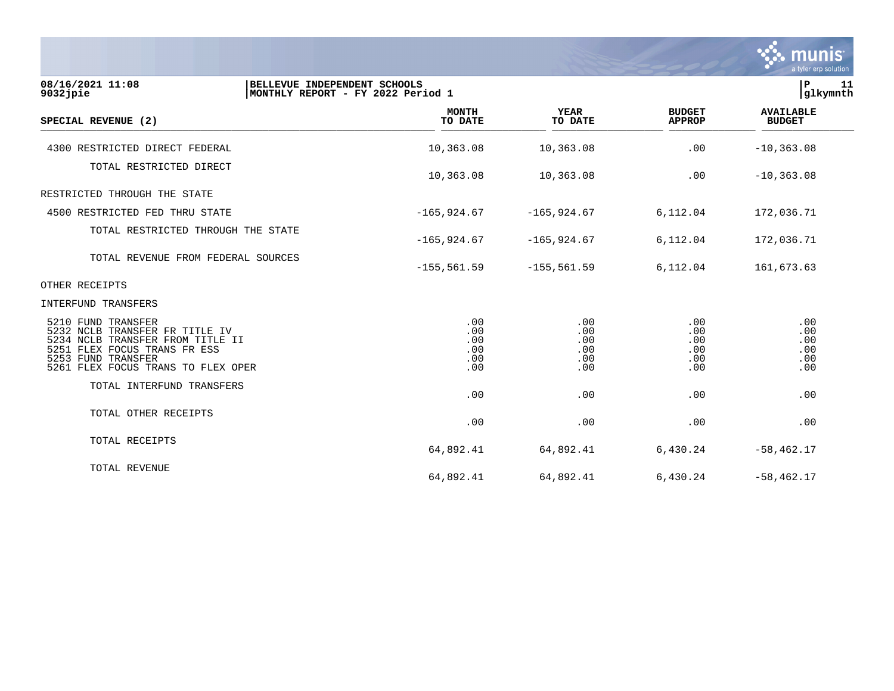BELLEVUE INDEPENDENT SCHOOLS
MONTHLY REPORT - FY 2022 Period 1

| SPECIAL REVENUE (2) | MONTH TO DATE | YEAR TO DATE | BUDGET APPROP | AVAILABLE BUDGET |
|---|---|---|---|---|
| 4300 RESTRICTED DIRECT FEDERAL | 10,363.08 | 10,363.08 | .00 | -10,363.08 |
| TOTAL RESTRICTED DIRECT | 10,363.08 | 10,363.08 | .00 | -10,363.08 |
| RESTRICTED THROUGH THE STATE | | | | |
| 4500 RESTRICTED FED THRU STATE | -165,924.67 | -165,924.67 | 6,112.04 | 172,036.71 |
| TOTAL RESTRICTED THROUGH THE STATE | -165,924.67 | -165,924.67 | 6,112.04 | 172,036.71 |
| TOTAL REVENUE FROM FEDERAL SOURCES | -155,561.59 | -155,561.59 | 6,112.04 | 161,673.63 |
| OTHER RECEIPTS | | | | |
| INTERFUND TRANSFERS | | | | |
| 5210 FUND TRANSFER | .00 | .00 | .00 | .00 |
| 5232 NCLB TRANSFER FR TITLE IV | .00 | .00 | .00 | .00 |
| 5234 NCLB TRANSFER FROM TITLE II | .00 | .00 | .00 | .00 |
| 5251 FLEX FOCUS TRANS FR ESS | .00 | .00 | .00 | .00 |
| 5253 FUND TRANSFER | .00 | .00 | .00 | .00 |
| 5261 FLEX FOCUS TRANS TO FLEX OPER | .00 | .00 | .00 | .00 |
| TOTAL INTERFUND TRANSFERS | .00 | .00 | .00 | .00 |
| TOTAL OTHER RECEIPTS | .00 | .00 | .00 | .00 |
| TOTAL RECEIPTS | 64,892.41 | 64,892.41 | 6,430.24 | -58,462.17 |
| TOTAL REVENUE | 64,892.41 | 64,892.41 | 6,430.24 | -58,462.17 |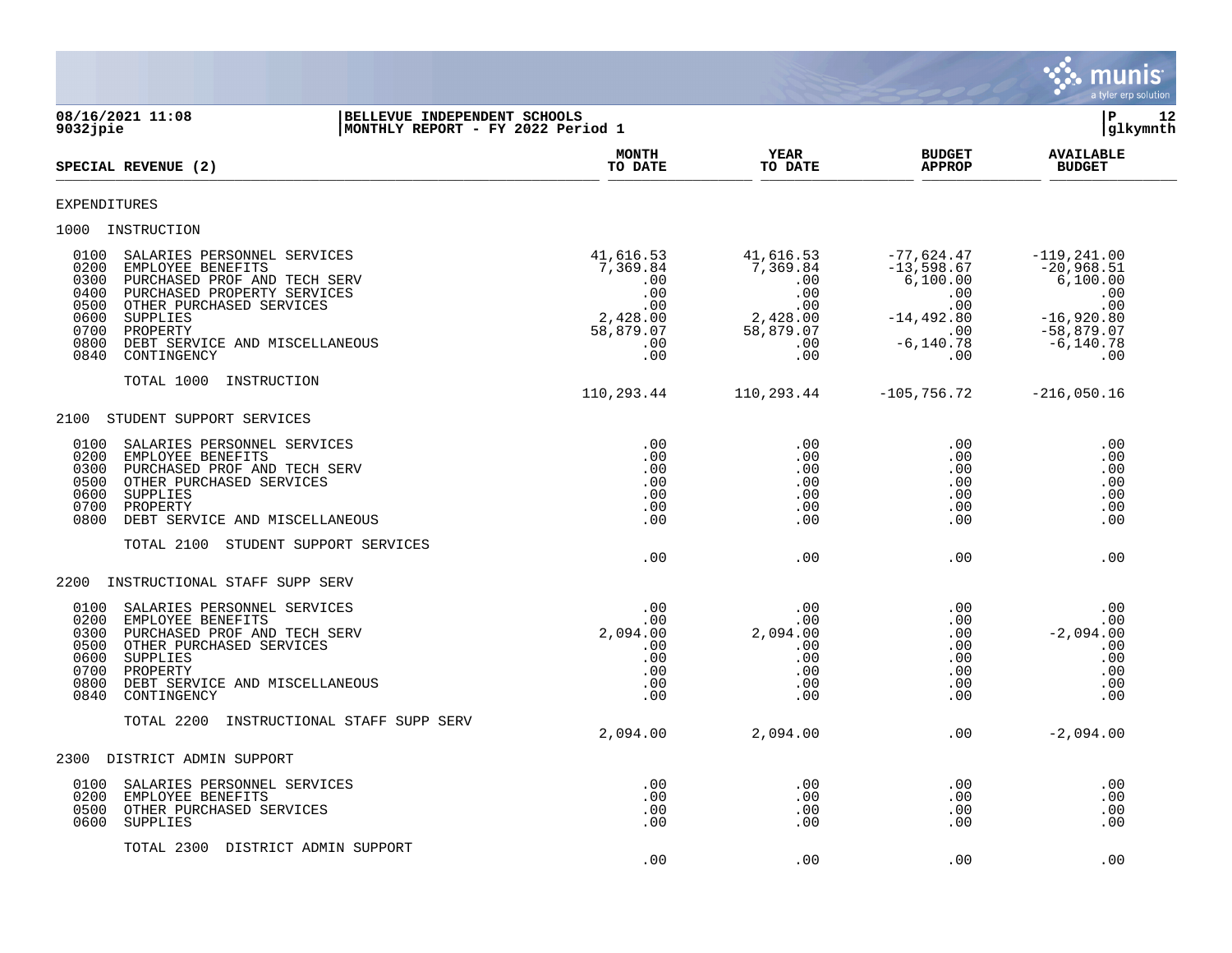**BELLEVUE INDEPENDENT SCHOOLS**
**MONTHLY REPORT - FY 2022 Period 1**

08/16/2021 11:08
9032jpie

| SPECIAL REVENUE (2) | MONTH TO DATE | YEAR TO DATE | BUDGET APPROP | AVAILABLE BUDGET |
|---|---|---|---|---|
| **EXPENDITURES** | | | | |
| **1000 INSTRUCTION** | | | | |
| 0100 SALARIES PERSONNEL SERVICES | 41,616.53 | 41,616.53 | -77,624.47 | -119,241.00 |
| 0200 EMPLOYEE BENEFITS | 7,369.84 | 7,369.84 | -13,598.67 | -20,968.51 |
| 0300 PURCHASED PROF AND TECH SERV | .00 | .00 | 6,100.00 | 6,100.00 |
| 0400 PURCHASED PROPERTY SERVICES | .00 | .00 | .00 | .00 |
| 0500 OTHER PURCHASED SERVICES | .00 | .00 | .00 | .00 |
| 0600 SUPPLIES | 2,428.00 | 2,428.00 | -14,492.80 | -16,920.80 |
| 0700 PROPERTY | 58,879.07 | 58,879.07 | .00 | -58,879.07 |
| 0800 DEBT SERVICE AND MISCELLANEOUS | .00 | .00 | -6,140.78 | -6,140.78 |
| 0840 CONTINGENCY | .00 | .00 | .00 | .00 |
| TOTAL 1000 INSTRUCTION | 110,293.44 | 110,293.44 | -105,756.72 | -216,050.16 |
| **2100 STUDENT SUPPORT SERVICES** | | | | |
| 0100 SALARIES PERSONNEL SERVICES | .00 | .00 | .00 | .00 |
| 0200 EMPLOYEE BENEFITS | .00 | .00 | .00 | .00 |
| 0300 PURCHASED PROF AND TECH SERV | .00 | .00 | .00 | .00 |
| 0500 OTHER PURCHASED SERVICES | .00 | .00 | .00 | .00 |
| 0600 SUPPLIES | .00 | .00 | .00 | .00 |
| 0700 PROPERTY | .00 | .00 | .00 | .00 |
| 0800 DEBT SERVICE AND MISCELLANEOUS | .00 | .00 | .00 | .00 |
| TOTAL 2100 STUDENT SUPPORT SERVICES | .00 | .00 | .00 | .00 |
| **2200 INSTRUCTIONAL STAFF SUPP SERV** | | | | |
| 0100 SALARIES PERSONNEL SERVICES | .00 | .00 | .00 | .00 |
| 0200 EMPLOYEE BENEFITS | .00 | .00 | .00 | .00 |
| 0300 PURCHASED PROF AND TECH SERV | 2,094.00 | 2,094.00 | .00 | -2,094.00 |
| 0500 OTHER PURCHASED SERVICES | .00 | .00 | .00 | .00 |
| 0600 SUPPLIES | .00 | .00 | .00 | .00 |
| 0700 PROPERTY | .00 | .00 | .00 | .00 |
| 0800 DEBT SERVICE AND MISCELLANEOUS | .00 | .00 | .00 | .00 |
| 0840 CONTINGENCY | .00 | .00 | .00 | .00 |
| TOTAL 2200 INSTRUCTIONAL STAFF SUPP SERV | 2,094.00 | 2,094.00 | .00 | -2,094.00 |
| **2300 DISTRICT ADMIN SUPPORT** | | | | |
| 0100 SALARIES PERSONNEL SERVICES | .00 | .00 | .00 | .00 |
| 0200 EMPLOYEE BENEFITS | .00 | .00 | .00 | .00 |
| 0500 OTHER PURCHASED SERVICES | .00 | .00 | .00 | .00 |
| 0600 SUPPLIES | .00 | .00 | .00 | .00 |
| TOTAL 2300 DISTRICT ADMIN SUPPORT | .00 | .00 | .00 | .00 |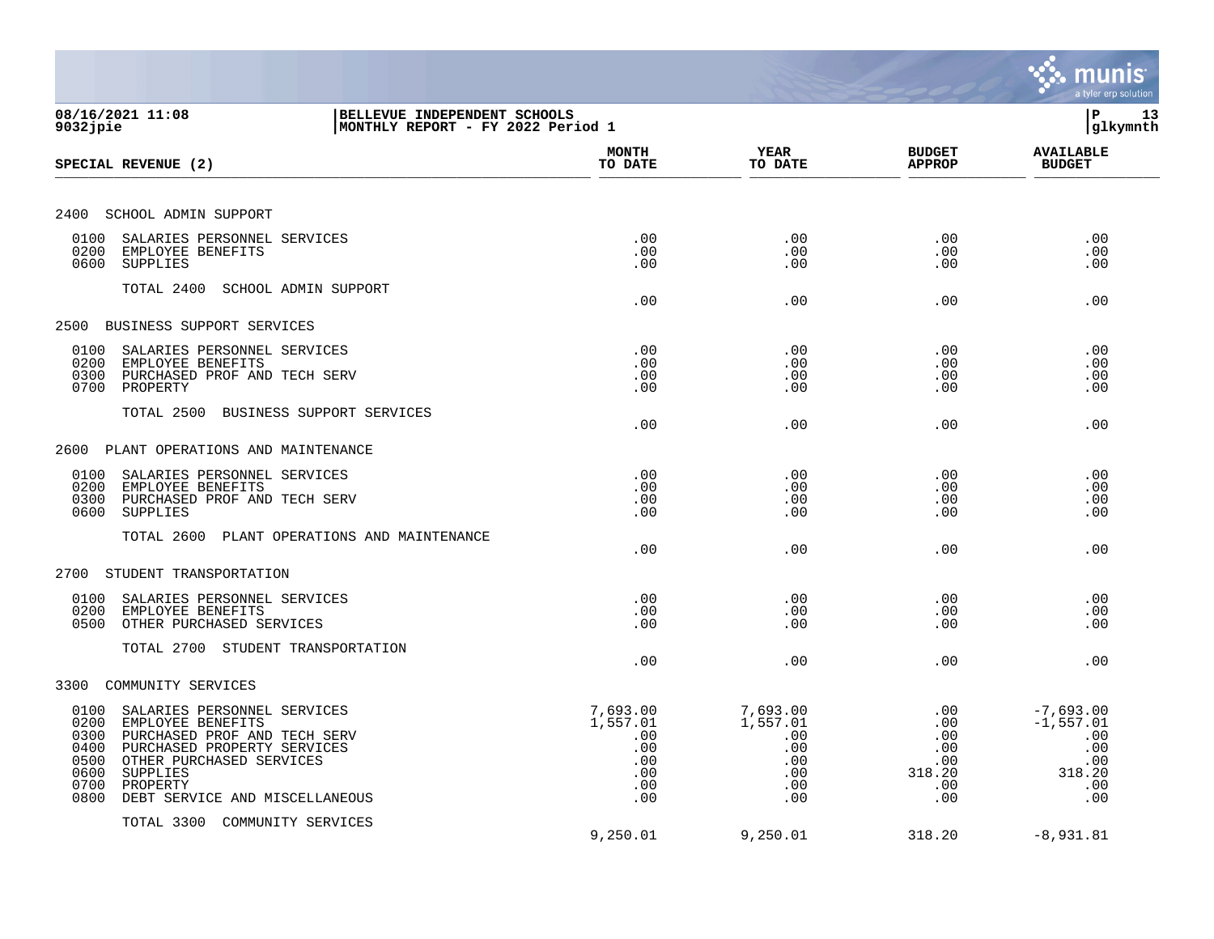08/16/2021 11:08 | BELLEVUE INDEPENDENT SCHOOLS
9032jpie | MONTHLY REPORT - FY 2022 Period 1

| SPECIAL REVENUE (2) | MONTH TO DATE | YEAR TO DATE | BUDGET APPROP | AVAILABLE BUDGET |
|---|---|---|---|---|
| **2400 SCHOOL ADMIN SUPPORT** | | | | |
| 0100 SALARIES PERSONNEL SERVICES | .00 | .00 | .00 | .00 |
| 0200 EMPLOYEE BENEFITS | .00 | .00 | .00 | .00 |
| 0600 SUPPLIES | .00 | .00 | .00 | .00 |
| TOTAL 2400 SCHOOL ADMIN SUPPORT | .00 | .00 | .00 | .00 |
| **2500 BUSINESS SUPPORT SERVICES** | | | | |
| 0100 SALARIES PERSONNEL SERVICES | .00 | .00 | .00 | .00 |
| 0200 EMPLOYEE BENEFITS | .00 | .00 | .00 | .00 |
| 0300 PURCHASED PROF AND TECH SERV | .00 | .00 | .00 | .00 |
| 0700 PROPERTY | .00 | .00 | .00 | .00 |
| TOTAL 2500 BUSINESS SUPPORT SERVICES | .00 | .00 | .00 | .00 |
| **2600 PLANT OPERATIONS AND MAINTENANCE** | | | | |
| 0100 SALARIES PERSONNEL SERVICES | .00 | .00 | .00 | .00 |
| 0200 EMPLOYEE BENEFITS | .00 | .00 | .00 | .00 |
| 0300 PURCHASED PROF AND TECH SERV | .00 | .00 | .00 | .00 |
| 0600 SUPPLIES | .00 | .00 | .00 | .00 |
| TOTAL 2600 PLANT OPERATIONS AND MAINTENANCE | .00 | .00 | .00 | .00 |
| **2700 STUDENT TRANSPORTATION** | | | | |
| 0100 SALARIES PERSONNEL SERVICES | .00 | .00 | .00 | .00 |
| 0200 EMPLOYEE BENEFITS | .00 | .00 | .00 | .00 |
| 0500 OTHER PURCHASED SERVICES | .00 | .00 | .00 | .00 |
| TOTAL 2700 STUDENT TRANSPORTATION | .00 | .00 | .00 | .00 |
| **3300 COMMUNITY SERVICES** | | | | |
| 0100 SALARIES PERSONNEL SERVICES | 7,693.00 | 7,693.00 | .00 | -7,693.00 |
| 0200 EMPLOYEE BENEFITS | 1,557.01 | 1,557.01 | .00 | -1,557.01 |
| 0300 PURCHASED PROF AND TECH SERV | .00 | .00 | .00 | .00 |
| 0400 PURCHASED PROPERTY SERVICES | .00 | .00 | .00 | .00 |
| 0500 OTHER PURCHASED SERVICES | .00 | .00 | .00 | .00 |
| 0600 SUPPLIES | .00 | .00 | 318.20 | 318.20 |
| 0700 PROPERTY | .00 | .00 | .00 | .00 |
| 0800 DEBT SERVICE AND MISCELLANEOUS | .00 | .00 | .00 | .00 |
| TOTAL 3300 COMMUNITY SERVICES | 9,250.01 | 9,250.01 | 318.20 | -8,931.81 |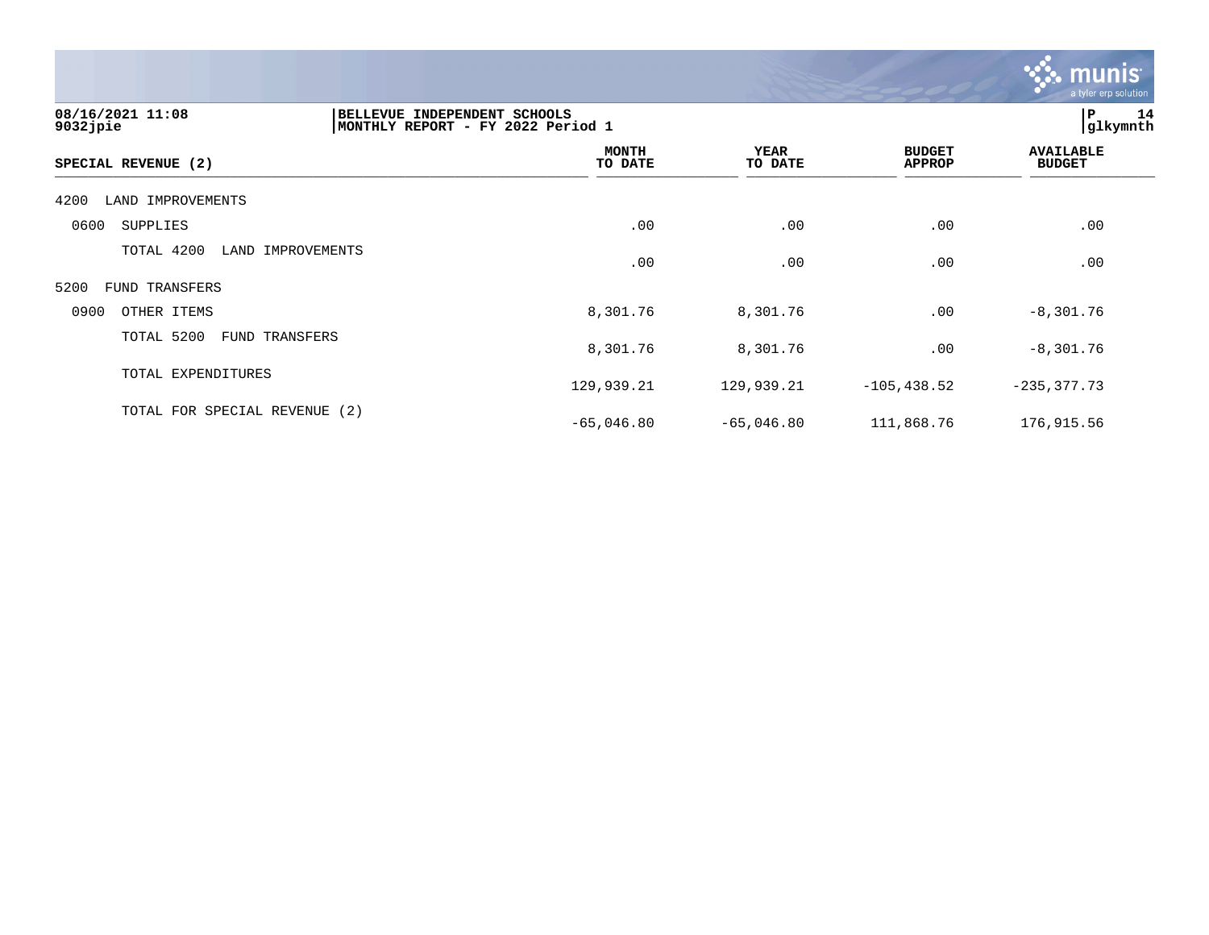| SPECIAL REVENUE (2) | MONTH TO DATE | YEAR TO DATE | BUDGET APPROP | AVAILABLE BUDGET |
|---|---|---|---|---|
| 4200 LAND IMPROVEMENTS | | | | |
| 0600 SUPPLIES | .00 | .00 | .00 | .00 |
| TOTAL 4200 LAND IMPROVEMENTS | .00 | .00 | .00 | .00 |
| 5200 FUND TRANSFERS | | | | |
| 0900 OTHER ITEMS | 8,301.76 | 8,301.76 | .00 | -8,301.76 |
| TOTAL 5200 FUND TRANSFERS | 8,301.76 | 8,301.76 | .00 | -8,301.76 |
| TOTAL EXPENDITURES | 129,939.21 | 129,939.21 | -105,438.52 | -235,377.73 |
| TOTAL FOR SPECIAL REVENUE (2) | -65,046.80 | -65,046.80 | 111,868.76 | 176,915.56 |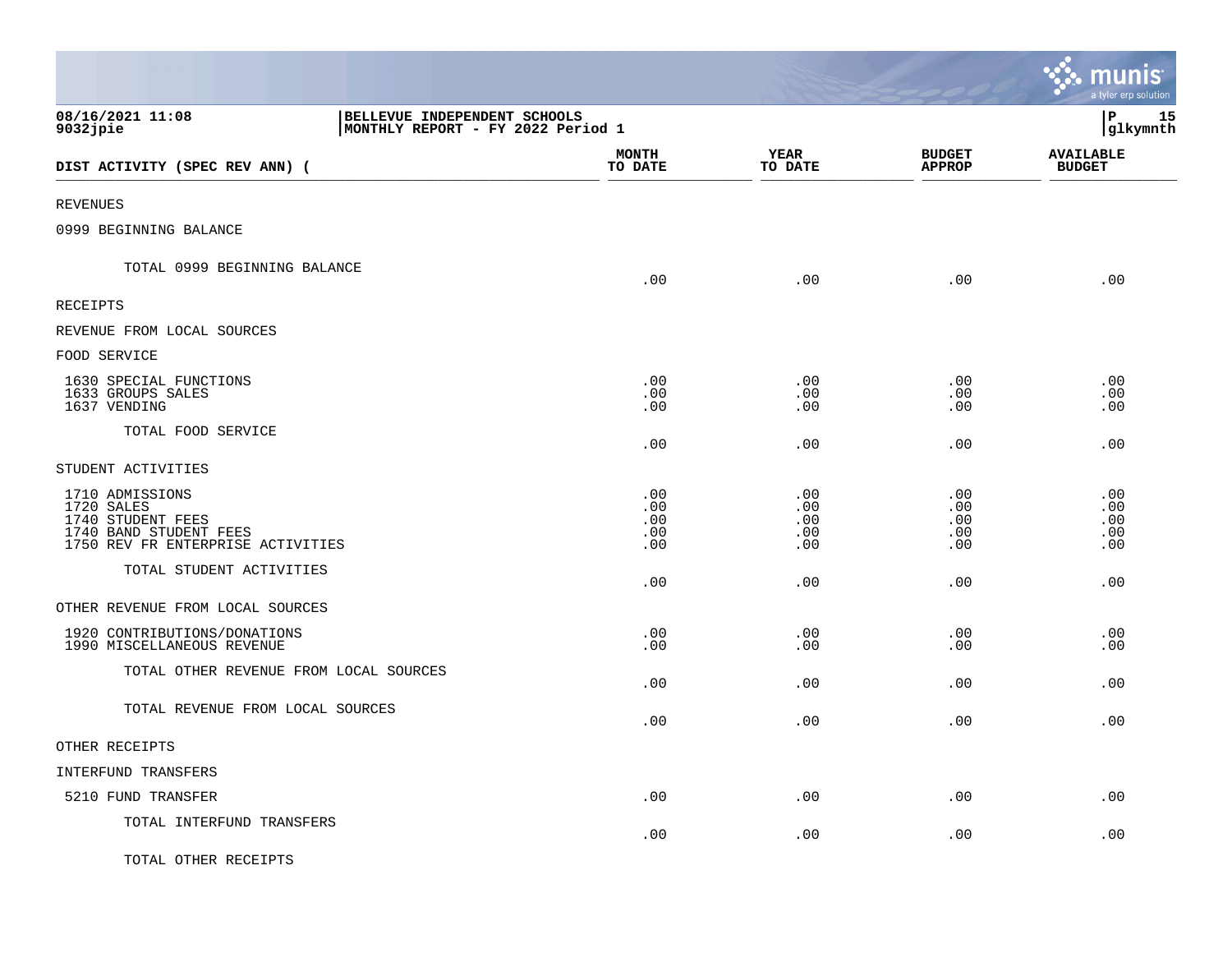08/16/2021 11:08
9032jpie

BELLEVUE INDEPENDENT SCHOOLS
MONTHLY REPORT - FY 2022 Period 1

| DIST ACTIVITY (SPEC REV ANN) ( | MONTH TO DATE | YEAR TO DATE | BUDGET APPROP | AVAILABLE BUDGET |
|---|---|---|---|---|
| REVENUES | | | | |
| 0999 BEGINNING BALANCE | | | | |
| TOTAL 0999 BEGINNING BALANCE | .00 | .00 | .00 | .00 |
| RECEIPTS | | | | |
| REVENUE FROM LOCAL SOURCES | | | | |
| FOOD SERVICE | | | | |
| 1630 SPECIAL FUNCTIONS | .00 | .00 | .00 | .00 |
| 1633 GROUPS SALES | .00 | .00 | .00 | .00 |
| 1637 VENDING | .00 | .00 | .00 | .00 |
| TOTAL FOOD SERVICE | .00 | .00 | .00 | .00 |
| STUDENT ACTIVITIES | | | | |
| 1710 ADMISSIONS | .00 | .00 | .00 | .00 |
| 1720 SALES | .00 | .00 | .00 | .00 |
| 1740 STUDENT FEES | .00 | .00 | .00 | .00 |
| 1740 BAND STUDENT FEES | .00 | .00 | .00 | .00 |
| 1750 REV FR ENTERPRISE ACTIVITIES | .00 | .00 | .00 | .00 |
| TOTAL STUDENT ACTIVITIES | .00 | .00 | .00 | .00 |
| OTHER REVENUE FROM LOCAL SOURCES | | | | |
| 1920 CONTRIBUTIONS/DONATIONS | .00 | .00 | .00 | .00 |
| 1990 MISCELLANEOUS REVENUE | .00 | .00 | .00 | .00 |
| TOTAL OTHER REVENUE FROM LOCAL SOURCES | .00 | .00 | .00 | .00 |
| TOTAL REVENUE FROM LOCAL SOURCES | .00 | .00 | .00 | .00 |
| OTHER RECEIPTS | | | | |
| INTERFUND TRANSFERS | | | | |
| 5210 FUND TRANSFER | .00 | .00 | .00 | .00 |
| TOTAL INTERFUND TRANSFERS | .00 | .00 | .00 | .00 |
| TOTAL OTHER RECEIPTS | | | | |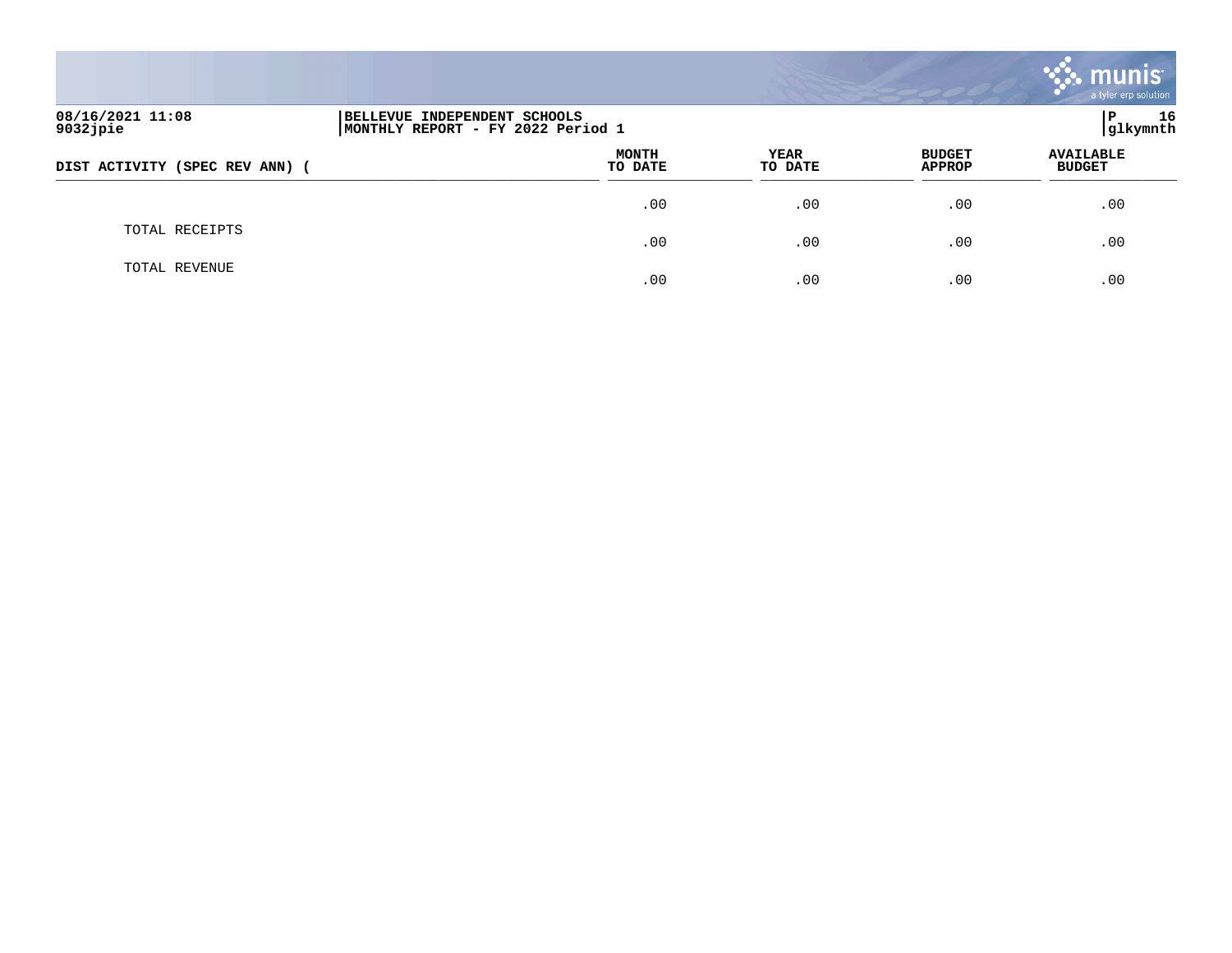08/16/2021 11:08
9032jpie

BELLEVUE INDEPENDENT SCHOOLS
MONTHLY REPORT - FY 2022 Period 1

glkymnth

| DIST ACTIVITY (SPEC REV ANN) ( | MONTH TO DATE | YEAR TO DATE | BUDGET APPROP | AVAILABLE BUDGET |
|---|---|---|---|---|
| | .00 | .00 | .00 | .00 |
| TOTAL RECEIPTS | .00 | .00 | .00 | .00 |
| TOTAL REVENUE | .00 | .00 | .00 | .00 |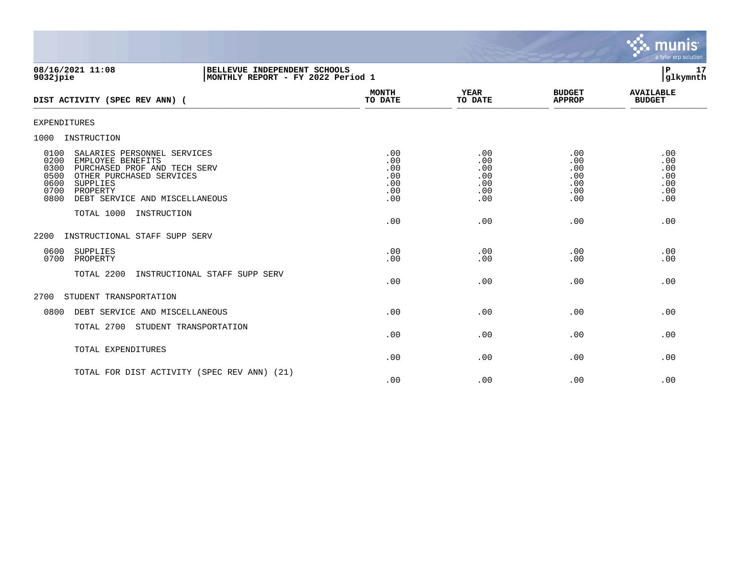08/16/2021 11:08 | BELLEVUE INDEPENDENT SCHOOLS | P 17
9032jpie | MONTHLY REPORT - FY 2022 Period 1 | glkymnth

| DIST ACTIVITY (SPEC REV ANN) ( | MONTH TO DATE | YEAR TO DATE | BUDGET APPROP | AVAILABLE BUDGET |
|---|---|---|---|---|
| EXPENDITURES | | | | |
| 1000 INSTRUCTION | | | | |
| 0100 SALARIES PERSONNEL SERVICES | .00 | .00 | .00 | .00 |
| 0200 EMPLOYEE BENEFITS | .00 | .00 | .00 | .00 |
| 0300 PURCHASED PROF AND TECH SERV | .00 | .00 | .00 | .00 |
| 0500 OTHER PURCHASED SERVICES | .00 | .00 | .00 | .00 |
| 0600 SUPPLIES | .00 | .00 | .00 | .00 |
| 0700 PROPERTY | .00 | .00 | .00 | .00 |
| 0800 DEBT SERVICE AND MISCELLANEOUS | .00 | .00 | .00 | .00 |
| TOTAL 1000 INSTRUCTION | .00 | .00 | .00 | .00 |
| 2200 INSTRUCTIONAL STAFF SUPP SERV | | | | |
| 0600 SUPPLIES | .00 | .00 | .00 | .00 |
| 0700 PROPERTY | .00 | .00 | .00 | .00 |
| TOTAL 2200 INSTRUCTIONAL STAFF SUPP SERV | .00 | .00 | .00 | .00 |
| 2700 STUDENT TRANSPORTATION | | | | |
| 0800 DEBT SERVICE AND MISCELLANEOUS | .00 | .00 | .00 | .00 |
| TOTAL 2700 STUDENT TRANSPORTATION | .00 | .00 | .00 | .00 |
| TOTAL EXPENDITURES | .00 | .00 | .00 | .00 |
| TOTAL FOR DIST ACTIVITY (SPEC REV ANN) (21) | .00 | .00 | .00 | .00 |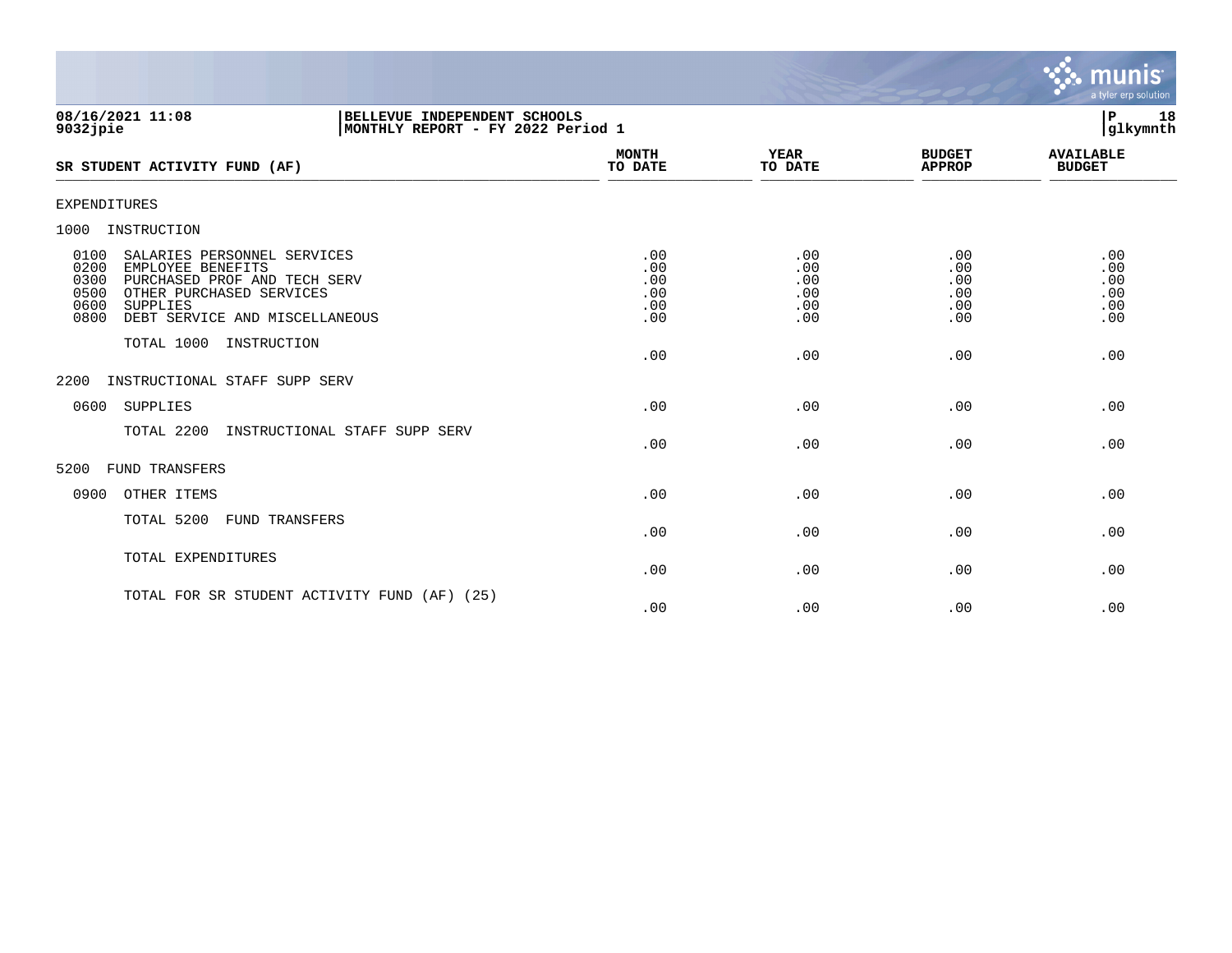08/16/2021 11:08 | BELLEVUE INDEPENDENT SCHOOLS | P 18
9032jpie | MONTHLY REPORT - FY 2022 Period 1 | glkymnth

| SR STUDENT ACTIVITY FUND (AF) | MONTH TO DATE | YEAR TO DATE | BUDGET APPROP | AVAILABLE BUDGET |
|---|---|---|---|---|
| EXPENDITURES | | | | |
| 1000 INSTRUCTION | | | | |
| 0100 SALARIES PERSONNEL SERVICES | .00 | .00 | .00 | .00 |
| 0200 EMPLOYEE BENEFITS | .00 | .00 | .00 | .00 |
| 0300 PURCHASED PROF AND TECH SERV | .00 | .00 | .00 | .00 |
| 0500 OTHER PURCHASED SERVICES | .00 | .00 | .00 | .00 |
| 0600 SUPPLIES | .00 | .00 | .00 | .00 |
| 0800 DEBT SERVICE AND MISCELLANEOUS | .00 | .00 | .00 | .00 |
| TOTAL 1000 INSTRUCTION | .00 | .00 | .00 | .00 |
| 2200 INSTRUCTIONAL STAFF SUPP SERV | | | | |
| 0600 SUPPLIES | .00 | .00 | .00 | .00 |
| TOTAL 2200 INSTRUCTIONAL STAFF SUPP SERV | .00 | .00 | .00 | .00 |
| 5200 FUND TRANSFERS | | | | |
| 0900 OTHER ITEMS | .00 | .00 | .00 | .00 |
| TOTAL 5200 FUND TRANSFERS | .00 | .00 | .00 | .00 |
| TOTAL EXPENDITURES | .00 | .00 | .00 | .00 |
| TOTAL FOR SR STUDENT ACTIVITY FUND (AF) (25) | .00 | .00 | .00 | .00 |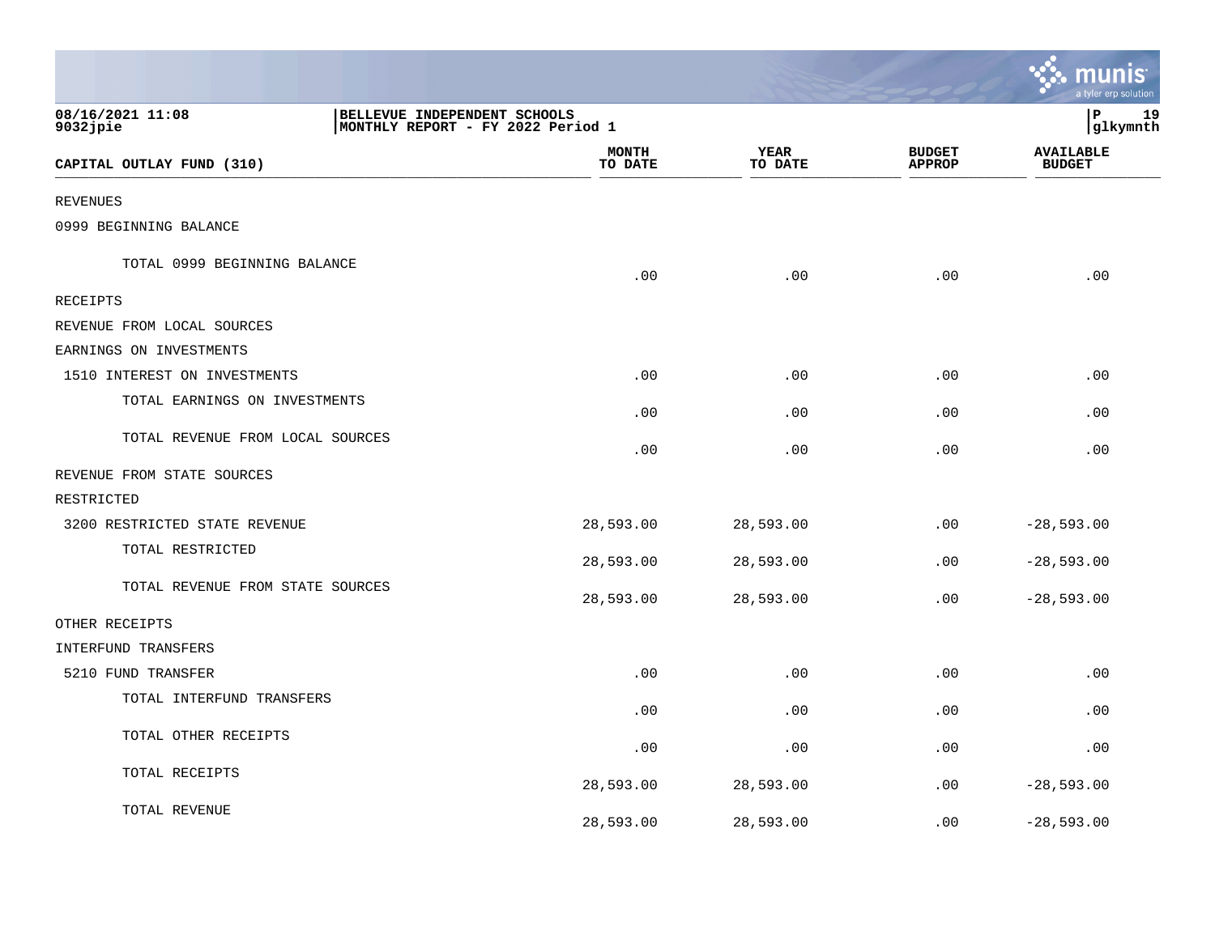08/16/2021 11:08
9032jpie

BELLEVUE INDEPENDENT SCHOOLS
MONTHLY REPORT - FY 2022 Period 1

glkymnth

| CAPITAL OUTLAY FUND (310) | MONTH TO DATE | YEAR TO DATE | BUDGET APPROP | AVAILABLE BUDGET |
|---|---|---|---|---|
| REVENUES | | | | |
| 0999 BEGINNING BALANCE | | | | |
| TOTAL 0999 BEGINNING BALANCE | .00 | .00 | .00 | .00 |
| RECEIPTS | | | | |
| REVENUE FROM LOCAL SOURCES | | | | |
| EARNINGS ON INVESTMENTS | | | | |
| 1510 INTEREST ON INVESTMENTS | .00 | .00 | .00 | .00 |
| TOTAL EARNINGS ON INVESTMENTS | .00 | .00 | .00 | .00 |
| TOTAL REVENUE FROM LOCAL SOURCES | .00 | .00 | .00 | .00 |
| REVENUE FROM STATE SOURCES | | | | |
| RESTRICTED | | | | |
| 3200 RESTRICTED STATE REVENUE | 28,593.00 | 28,593.00 | .00 | -28,593.00 |
| TOTAL RESTRICTED | 28,593.00 | 28,593.00 | .00 | -28,593.00 |
| TOTAL REVENUE FROM STATE SOURCES | 28,593.00 | 28,593.00 | .00 | -28,593.00 |
| OTHER RECEIPTS | | | | |
| INTERFUND TRANSFERS | | | | |
| 5210 FUND TRANSFER | .00 | .00 | .00 | .00 |
| TOTAL INTERFUND TRANSFERS | .00 | .00 | .00 | .00 |
| TOTAL OTHER RECEIPTS | .00 | .00 | .00 | .00 |
| TOTAL RECEIPTS | 28,593.00 | 28,593.00 | .00 | -28,593.00 |
| TOTAL REVENUE | 28,593.00 | 28,593.00 | .00 | -28,593.00 |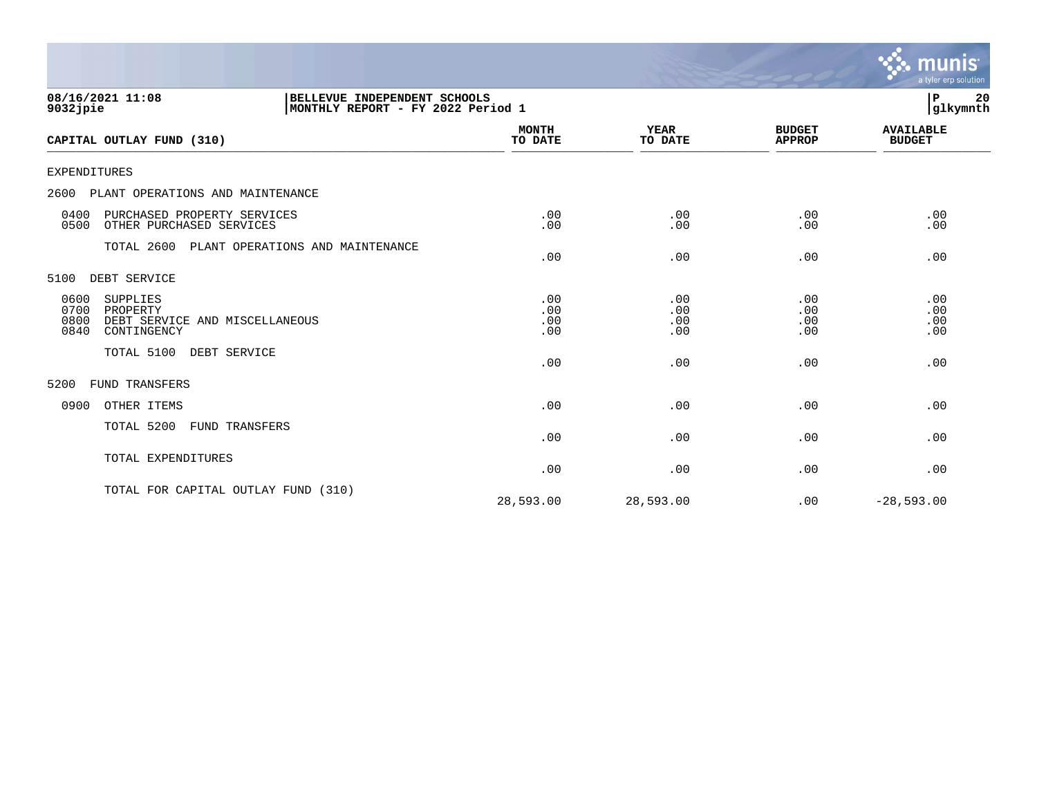08/16/2021 11:08
9032jpie

BELLEVUE INDEPENDENT SCHOOLS
MONTHLY REPORT - FY 2022 Period 1

| CAPITAL OUTLAY FUND (310) | MONTH TO DATE | YEAR TO DATE | BUDGET APPROP | AVAILABLE BUDGET |
|---|---|---|---|---|
| EXPENDITURES | | | | |
| 2600 PLANT OPERATIONS AND MAINTENANCE | | | | |
| 0400 PURCHASED PROPERTY SERVICES | .00 | .00 | .00 | .00 |
| 0500 OTHER PURCHASED SERVICES | .00 | .00 | .00 | .00 |
| TOTAL 2600 PLANT OPERATIONS AND MAINTENANCE | .00 | .00 | .00 | .00 |
| 5100 DEBT SERVICE | | | | |
| 0600 SUPPLIES | .00 | .00 | .00 | .00 |
| 0700 PROPERTY | .00 | .00 | .00 | .00 |
| 0800 DEBT SERVICE AND MISCELLANEOUS | .00 | .00 | .00 | .00 |
| 0840 CONTINGENCY | .00 | .00 | .00 | .00 |
| TOTAL 5100 DEBT SERVICE | .00 | .00 | .00 | .00 |
| 5200 FUND TRANSFERS | | | | |
| 0900 OTHER ITEMS | .00 | .00 | .00 | .00 |
| TOTAL 5200 FUND TRANSFERS | .00 | .00 | .00 | .00 |
| TOTAL EXPENDITURES | .00 | .00 | .00 | .00 |
| TOTAL FOR CAPITAL OUTLAY FUND (310) | 28,593.00 | 28,593.00 | .00 | -28,593.00 |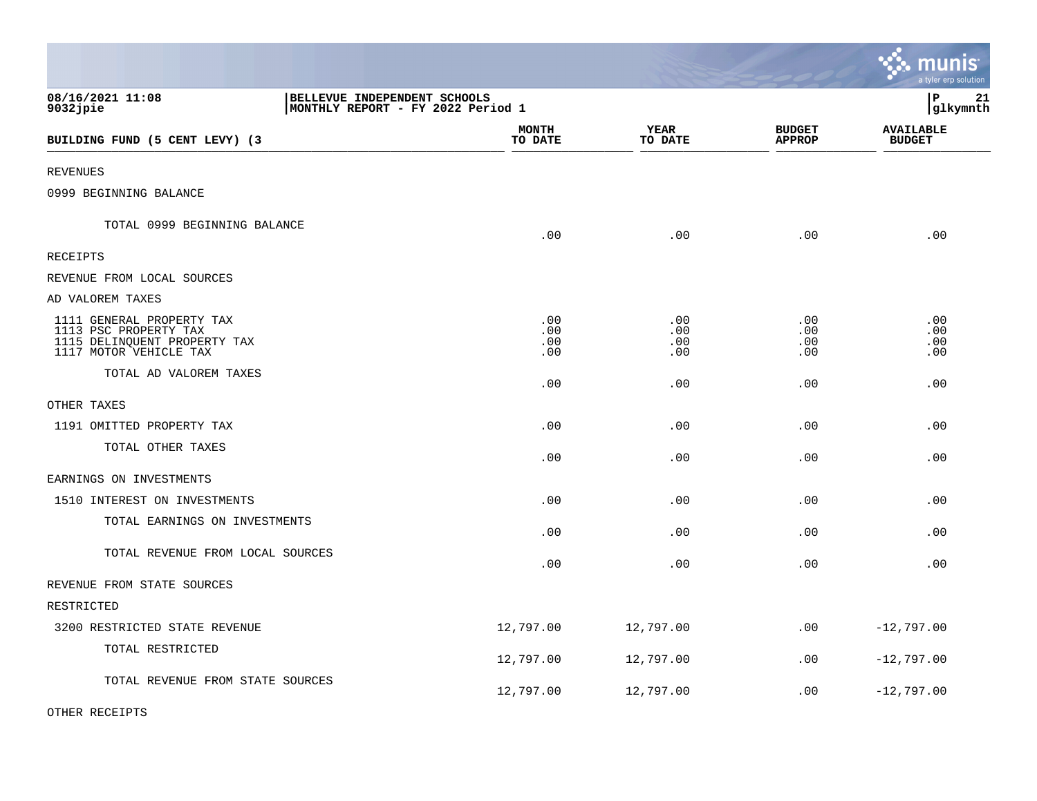08/16/2021 11:08 | BELLEVUE INDEPENDENT SCHOOLS | P 21
9032jpie | MONTHLY REPORT - FY 2022 Period 1 | glkymnth

| BUILDING FUND (5 CENT LEVY) (3 | MONTH TO DATE | YEAR TO DATE | BUDGET APPROP | AVAILABLE BUDGET |
|---|---|---|---|---|
| REVENUES | | | | |
| 0999 BEGINNING BALANCE | | | | |
| TOTAL 0999 BEGINNING BALANCE | .00 | .00 | .00 | .00 |
| RECEIPTS | | | | |
| REVENUE FROM LOCAL SOURCES | | | | |
| AD VALOREM TAXES | | | | |
| 1111 GENERAL PROPERTY TAX | .00 | .00 | .00 | .00 |
| 1113 PSC PROPERTY TAX | .00 | .00 | .00 | .00 |
| 1115 DELINQUENT PROPERTY TAX | .00 | .00 | .00 | .00 |
| 1117 MOTOR VEHICLE TAX | .00 | .00 | .00 | .00 |
| TOTAL AD VALOREM TAXES | .00 | .00 | .00 | .00 |
| OTHER TAXES | | | | |
| 1191 OMITTED PROPERTY TAX | .00 | .00 | .00 | .00 |
| TOTAL OTHER TAXES | .00 | .00 | .00 | .00 |
| EARNINGS ON INVESTMENTS | | | | |
| 1510 INTEREST ON INVESTMENTS | .00 | .00 | .00 | .00 |
| TOTAL EARNINGS ON INVESTMENTS | .00 | .00 | .00 | .00 |
| TOTAL REVENUE FROM LOCAL SOURCES | .00 | .00 | .00 | .00 |
| REVENUE FROM STATE SOURCES | | | | |
| RESTRICTED | | | | |
| 3200 RESTRICTED STATE REVENUE | 12,797.00 | 12,797.00 | .00 | -12,797.00 |
| TOTAL RESTRICTED | 12,797.00 | 12,797.00 | .00 | -12,797.00 |
| TOTAL REVENUE FROM STATE SOURCES | 12,797.00 | 12,797.00 | .00 | -12,797.00 |
| OTHER RECEIPTS | | | | |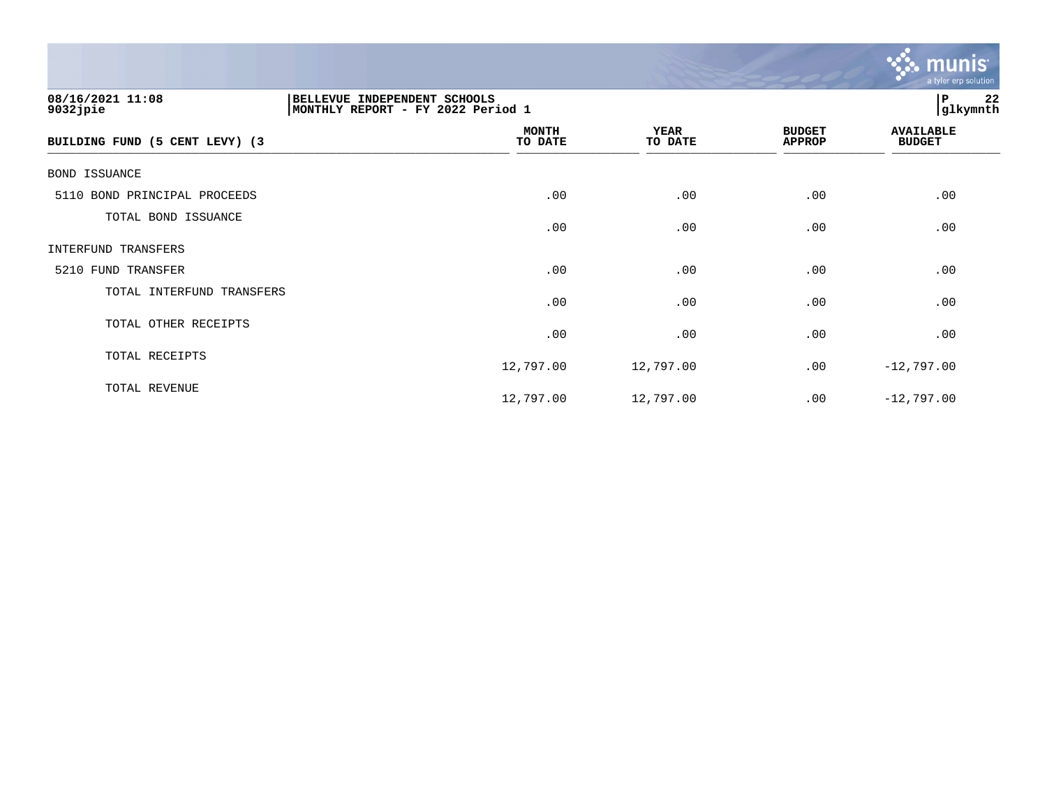08/16/2021 11:08
9032jpie

BELLEVUE INDEPENDENT SCHOOLS
MONTHLY REPORT - FY 2022 Period 1

P 22
glkymnth

| BUILDING FUND (5 CENT LEVY) (3 | MONTH TO DATE | YEAR TO DATE | BUDGET APPROP | AVAILABLE BUDGET |
|---|---|---|---|---|
| BOND ISSUANCE | | | | |
| 5110 BOND PRINCIPAL PROCEEDS | .00 | .00 | .00 | .00 |
| TOTAL BOND ISSUANCE | .00 | .00 | .00 | .00 |
| INTERFUND TRANSFERS | | | | |
| 5210 FUND TRANSFER | .00 | .00 | .00 | .00 |
| TOTAL INTERFUND TRANSFERS | .00 | .00 | .00 | .00 |
| TOTAL OTHER RECEIPTS | .00 | .00 | .00 | .00 |
| TOTAL RECEIPTS | 12,797.00 | 12,797.00 | .00 | -12,797.00 |
| TOTAL REVENUE | 12,797.00 | 12,797.00 | .00 | -12,797.00 |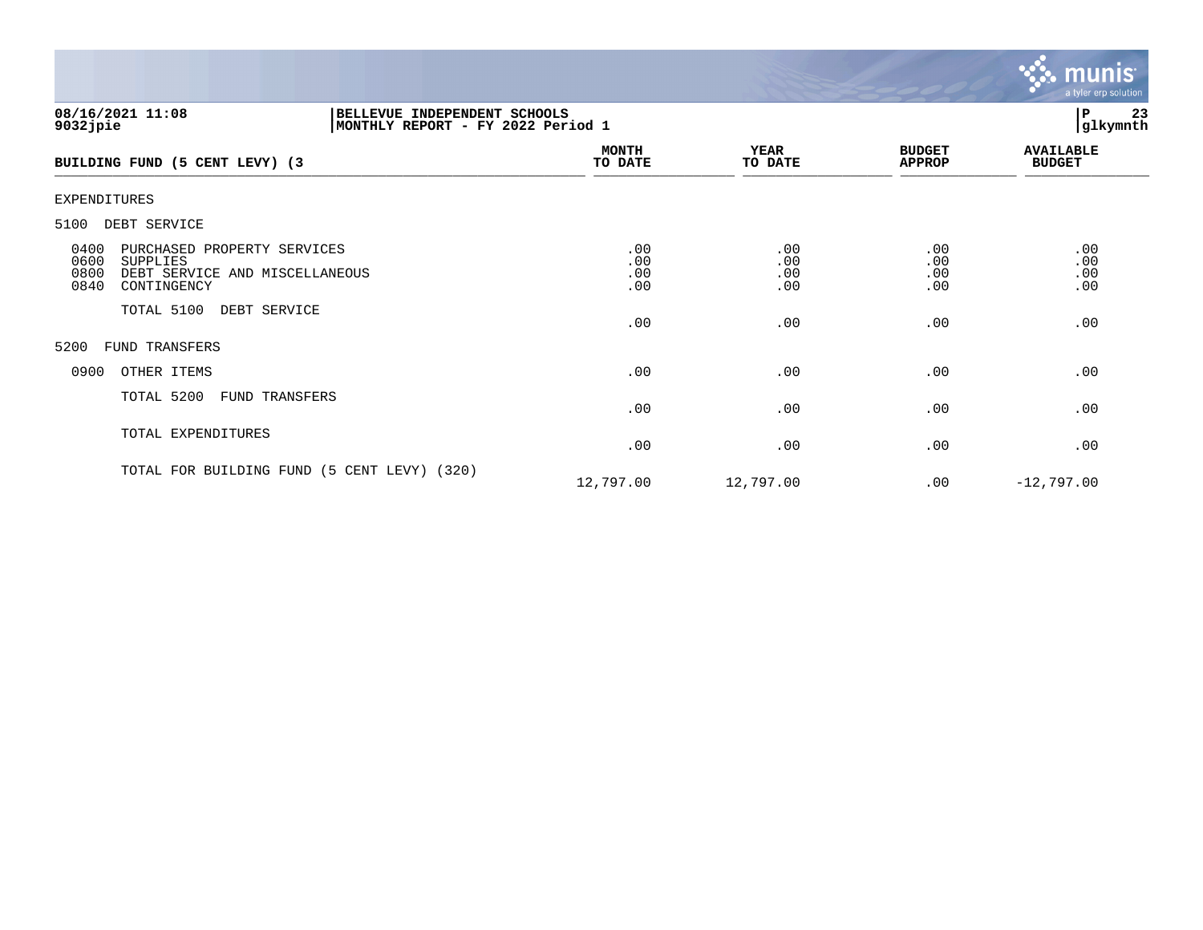**08/16/2021 11:08** | **BELLEVUE INDEPENDENT SCHOOLS**
**9032jpie** | **MONTHLY REPORT - FY 2022 Period 1**

**glkymnth**

| BUILDING FUND (5 CENT LEVY) (3 | MONTH TO DATE | YEAR TO DATE | BUDGET APPROP | AVAILABLE BUDGET |
|---|---|---|---|---|
| EXPENDITURES | | | | |
| 5100 DEBT SERVICE | | | | |
| 0400 PURCHASED PROPERTY SERVICES | .00 | .00 | .00 | .00 |
| 0600 SUPPLIES | .00 | .00 | .00 | .00 |
| 0800 DEBT SERVICE AND MISCELLANEOUS | .00 | .00 | .00 | .00 |
| 0840 CONTINGENCY | .00 | .00 | .00 | .00 |
| TOTAL 5100 DEBT SERVICE | .00 | .00 | .00 | .00 |
| 5200 FUND TRANSFERS | | | | |
| 0900 OTHER ITEMS | .00 | .00 | .00 | .00 |
| TOTAL 5200 FUND TRANSFERS | .00 | .00 | .00 | .00 |
| TOTAL EXPENDITURES | .00 | .00 | .00 | .00 |
| TOTAL FOR BUILDING FUND (5 CENT LEVY) (320) | 12,797.00 | 12,797.00 | .00 | -12,797.00 |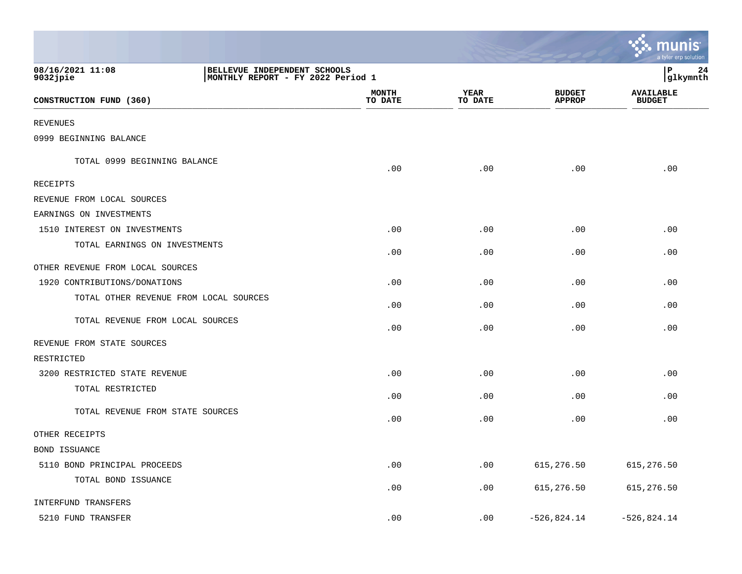08/16/2021 11:08
9032jpie

BELLEVUE INDEPENDENT SCHOOLS
MONTHLY REPORT - FY 2022 Period 1

P 24
glkymnth

| CONSTRUCTION FUND (360) | MONTH TO DATE | YEAR TO DATE | BUDGET APPROP | AVAILABLE BUDGET |
|---|---|---|---|---|
| REVENUES | | | | |
| 0999 BEGINNING BALANCE | | | | |
| TOTAL 0999 BEGINNING BALANCE | .00 | .00 | .00 | .00 |
| RECEIPTS | | | | |
| REVENUE FROM LOCAL SOURCES | | | | |
| EARNINGS ON INVESTMENTS | | | | |
| 1510 INTEREST ON INVESTMENTS | .00 | .00 | .00 | .00 |
| TOTAL EARNINGS ON INVESTMENTS | .00 | .00 | .00 | .00 |
| OTHER REVENUE FROM LOCAL SOURCES | | | | |
| 1920 CONTRIBUTIONS/DONATIONS | .00 | .00 | .00 | .00 |
| TOTAL OTHER REVENUE FROM LOCAL SOURCES | .00 | .00 | .00 | .00 |
| TOTAL REVENUE FROM LOCAL SOURCES | .00 | .00 | .00 | .00 |
| REVENUE FROM STATE SOURCES | | | | |
| RESTRICTED | | | | |
| 3200 RESTRICTED STATE REVENUE | .00 | .00 | .00 | .00 |
| TOTAL RESTRICTED | .00 | .00 | .00 | .00 |
| TOTAL REVENUE FROM STATE SOURCES | .00 | .00 | .00 | .00 |
| OTHER RECEIPTS | | | | |
| BOND ISSUANCE | | | | |
| 5110 BOND PRINCIPAL PROCEEDS | .00 | .00 | 615,276.50 | 615,276.50 |
| TOTAL BOND ISSUANCE | .00 | .00 | 615,276.50 | 615,276.50 |
| INTERFUND TRANSFERS | | | | |
| 5210 FUND TRANSFER | .00 | .00 | -526,824.14 | -526,824.14 |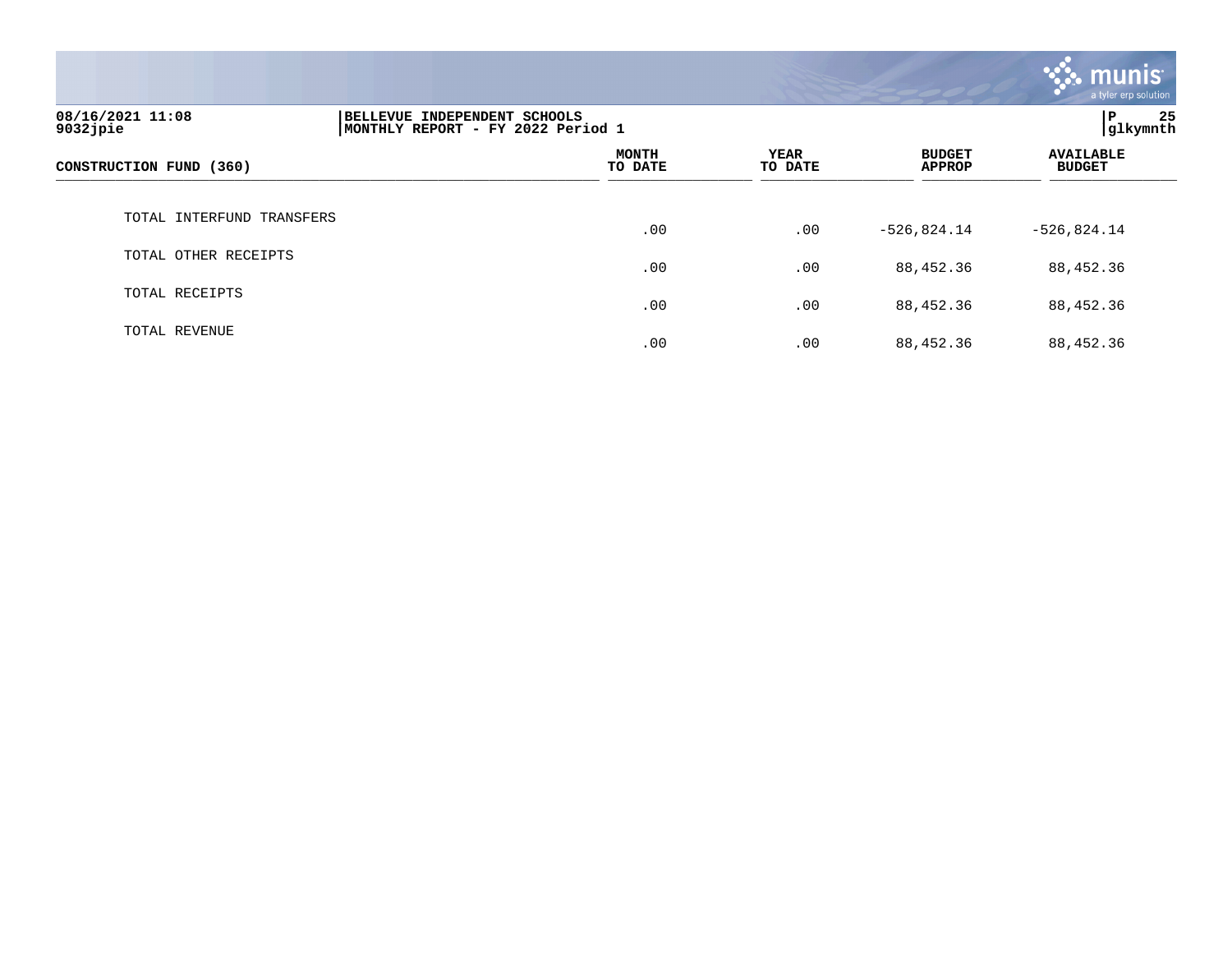08/16/2021 11:08
9032jpie

BELLEVUE INDEPENDENT SCHOOLS
MONTHLY REPORT - FY 2022 Period 1

P 25
glkymnth

| CONSTRUCTION FUND (360) | MONTH TO DATE | YEAR TO DATE | BUDGET APPROP | AVAILABLE BUDGET |
|---|---|---|---|---|
| TOTAL INTERFUND TRANSFERS | .00 | .00 | -526,824.14 | -526,824.14 |
| TOTAL OTHER RECEIPTS | .00 | .00 | 88,452.36 | 88,452.36 |
| TOTAL RECEIPTS | .00 | .00 | 88,452.36 | 88,452.36 |
| TOTAL REVENUE | .00 | .00 | 88,452.36 | 88,452.36 |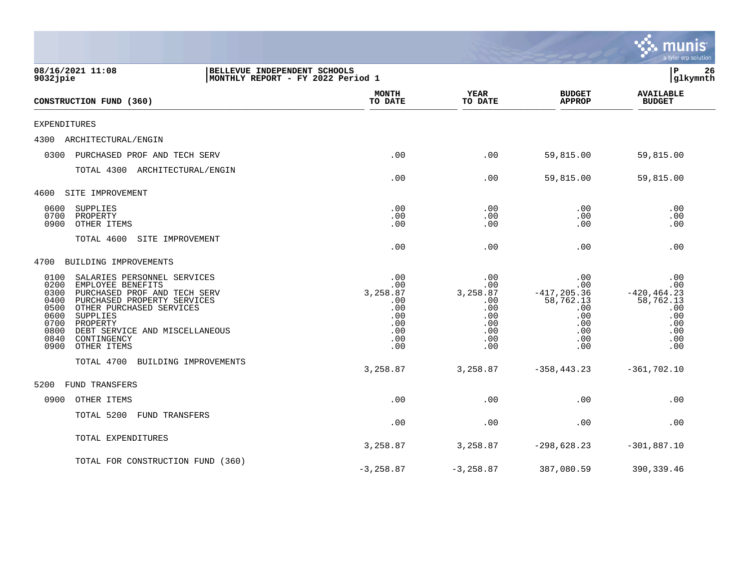08/16/2021 11:08
9032jpie

**BELLEVUE INDEPENDENT SCHOOLS**
**MONTHLY REPORT - FY 2022 Period 1**

P 26
glkymnth

| CONSTRUCTION FUND (360) | MONTH TO DATE | YEAR TO DATE | BUDGET APPROP | AVAILABLE BUDGET |
|---|---|---|---|---|
| EXPENDITURES | | | | |
| 4300 ARCHITECTURAL/ENGIN | | | | |
| 0300 PURCHASED PROF AND TECH SERV | .00 | .00 | 59,815.00 | 59,815.00 |
| TOTAL 4300 ARCHITECTURAL/ENGIN | .00 | .00 | 59,815.00 | 59,815.00 |
| 4600 SITE IMPROVEMENT | | | | |
| 0600 SUPPLIES | .00 | .00 | .00 | .00 |
| 0700 PROPERTY | .00 | .00 | .00 | .00 |
| 0900 OTHER ITEMS | .00 | .00 | .00 | .00 |
| TOTAL 4600 SITE IMPROVEMENT | .00 | .00 | .00 | .00 |
| 4700 BUILDING IMPROVEMENTS | | | | |
| 0100 SALARIES PERSONNEL SERVICES | .00 | .00 | .00 | .00 |
| 0200 EMPLOYEE BENEFITS | .00 | .00 | .00 | .00 |
| 0300 PURCHASED PROF AND TECH SERV | 3,258.87 | 3,258.87 | -417,205.36 | -420,464.23 |
| 0400 PURCHASED PROPERTY SERVICES | .00 | .00 | 58,762.13 | 58,762.13 |
| 0500 OTHER PURCHASED SERVICES | .00 | .00 | .00 | .00 |
| 0600 SUPPLIES | .00 | .00 | .00 | .00 |
| 0700 PROPERTY | .00 | .00 | .00 | .00 |
| 0800 DEBT SERVICE AND MISCELLANEOUS | .00 | .00 | .00 | .00 |
| 0840 CONTINGENCY | .00 | .00 | .00 | .00 |
| 0900 OTHER ITEMS | .00 | .00 | .00 | .00 |
| TOTAL 4700 BUILDING IMPROVEMENTS | 3,258.87 | 3,258.87 | -358,443.23 | -361,702.10 |
| 5200 FUND TRANSFERS | | | | |
| 0900 OTHER ITEMS | .00 | .00 | .00 | .00 |
| TOTAL 5200 FUND TRANSFERS | .00 | .00 | .00 | .00 |
| TOTAL EXPENDITURES | 3,258.87 | 3,258.87 | -298,628.23 | -301,887.10 |
| TOTAL FOR CONSTRUCTION FUND (360) | -3,258.87 | -3,258.87 | 387,080.59 | 390,339.46 |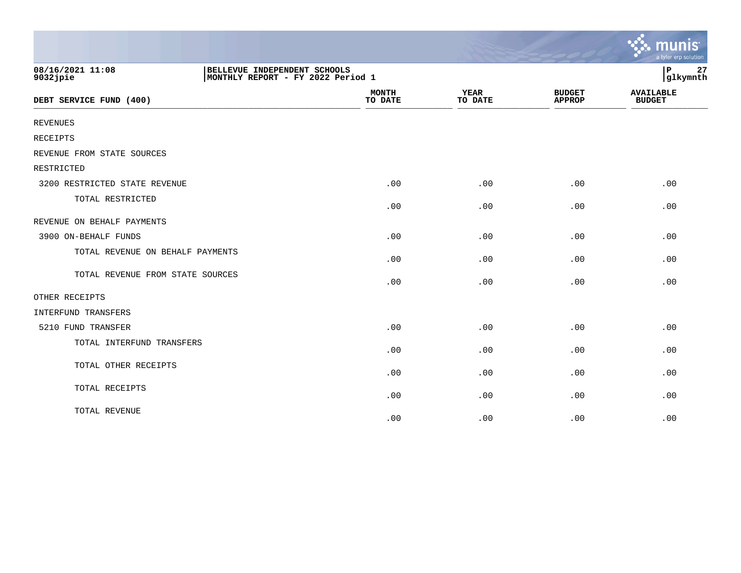08/16/2021 11:08
9032jpie

BELLEVUE INDEPENDENT SCHOOLS
MONTHLY REPORT - FY 2022 Period 1

| DEBT SERVICE FUND (400) | MONTH TO DATE | YEAR TO DATE | BUDGET APPROP | AVAILABLE BUDGET |
|---|---|---|---|---|
| REVENUES | | | | |
| RECEIPTS | | | | |
| REVENUE FROM STATE SOURCES | | | | |
| RESTRICTED | | | | |
| 3200 RESTRICTED STATE REVENUE | .00 | .00 | .00 | .00 |
| TOTAL RESTRICTED | .00 | .00 | .00 | .00 |
| REVENUE ON BEHALF PAYMENTS | | | | |
| 3900 ON-BEHALF FUNDS | .00 | .00 | .00 | .00 |
| TOTAL REVENUE ON BEHALF PAYMENTS | .00 | .00 | .00 | .00 |
| TOTAL REVENUE FROM STATE SOURCES | .00 | .00 | .00 | .00 |
| OTHER RECEIPTS | | | | |
| INTERFUND TRANSFERS | | | | |
| 5210 FUND TRANSFER | .00 | .00 | .00 | .00 |
| TOTAL INTERFUND TRANSFERS | .00 | .00 | .00 | .00 |
| TOTAL OTHER RECEIPTS | .00 | .00 | .00 | .00 |
| TOTAL RECEIPTS | .00 | .00 | .00 | .00 |
| TOTAL REVENUE | .00 | .00 | .00 | .00 |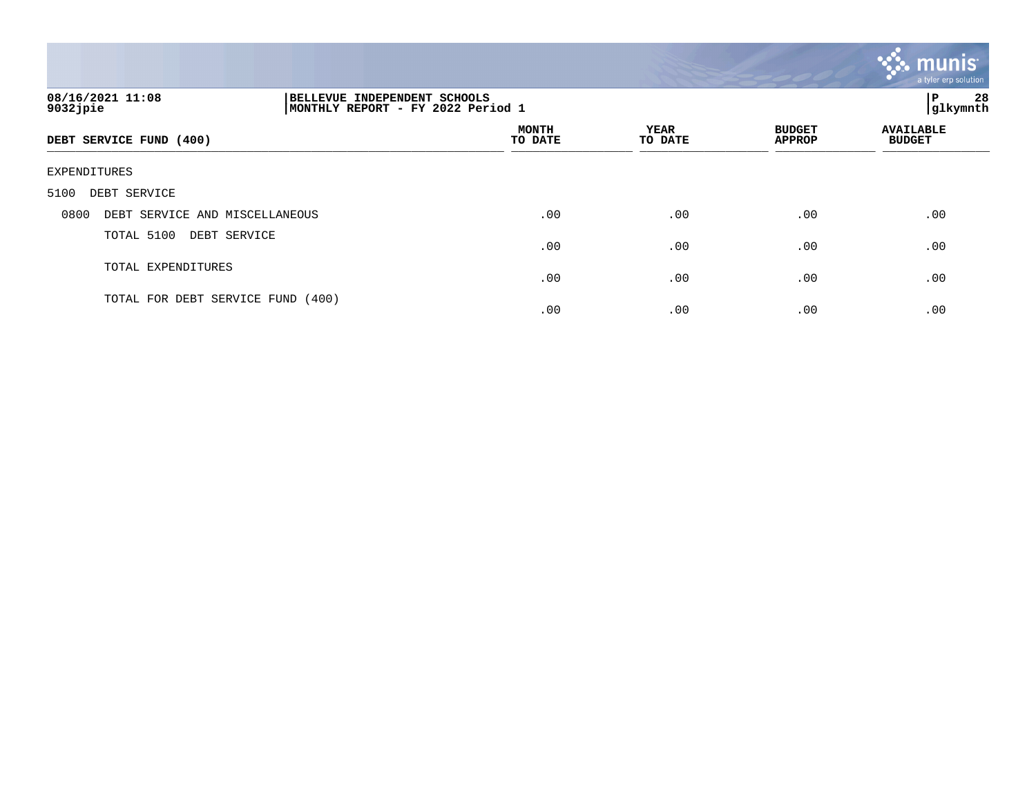08/16/2021 11:08 | BELLEVUE INDEPENDENT SCHOOLS | P 28
9032jpie | MONTHLY REPORT - FY 2022 Period 1 | glkymnth

| DEBT SERVICE FUND (400) | MONTH TO DATE | YEAR TO DATE | BUDGET APPROP | AVAILABLE BUDGET |
|---|---|---|---|---|
| EXPENDITURES | | | | |
| 5100 DEBT SERVICE | | | | |
| 0800 DEBT SERVICE AND MISCELLANEOUS | .00 | .00 | .00 | .00 |
| TOTAL 5100 DEBT SERVICE | .00 | .00 | .00 | .00 |
| TOTAL EXPENDITURES | .00 | .00 | .00 | .00 |
| TOTAL FOR DEBT SERVICE FUND (400) | .00 | .00 | .00 | .00 |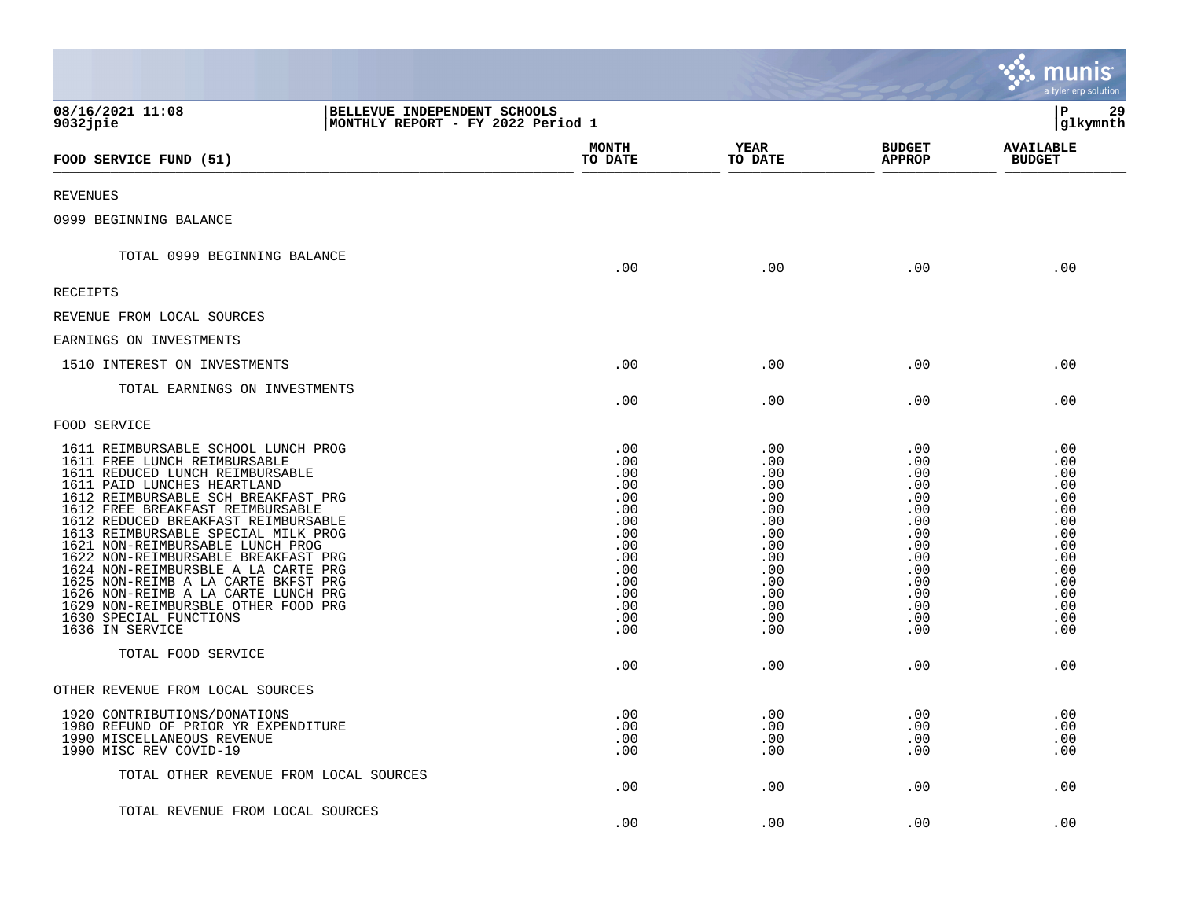**BELLEVUE INDEPENDENT SCHOOLS**
**MONTHLY REPORT - FY 2022 Period 1**

08/16/2021 11:08
9032jpie

| FOOD SERVICE FUND (51) | MONTH TO DATE | YEAR TO DATE | BUDGET APPROP | AVAILABLE BUDGET |
|---|---|---|---|---|
| REVENUES | | | | |
| 0999 BEGINNING BALANCE | | | | |
| TOTAL 0999 BEGINNING BALANCE | .00 | .00 | .00 | .00 |
| RECEIPTS | | | | |
| REVENUE FROM LOCAL SOURCES | | | | |
| EARNINGS ON INVESTMENTS | | | | |
| 1510 INTEREST ON INVESTMENTS | .00 | .00 | .00 | .00 |
| TOTAL EARNINGS ON INVESTMENTS | .00 | .00 | .00 | .00 |
| FOOD SERVICE | | | | |
| 1611 REIMBURSABLE SCHOOL LUNCH PROG | .00 | .00 | .00 | .00 |
| 1611 FREE LUNCH REIMBURSABLE | .00 | .00 | .00 | .00 |
| 1611 REDUCED LUNCH REIMBURSABLE | .00 | .00 | .00 | .00 |
| 1611 PAID LUNCHES HEARTLAND | .00 | .00 | .00 | .00 |
| 1612 REIMBURSABLE SCH BREAKFAST PRG | .00 | .00 | .00 | .00 |
| 1612 FREE BREAKFAST REIMBURSABLE | .00 | .00 | .00 | .00 |
| 1612 REDUCED BREAKFAST REIMBURSABLE | .00 | .00 | .00 | .00 |
| 1613 REIMBURSABLE SPECIAL MILK PROG | .00 | .00 | .00 | .00 |
| 1621 NON-REIMBURSABLE LUNCH PROG | .00 | .00 | .00 | .00 |
| 1622 NON-REIMBURSABLE BREAKFAST PRG | .00 | .00 | .00 | .00 |
| 1624 NON-REIMBURSBLE A LA CARTE PRG | .00 | .00 | .00 | .00 |
| 1625 NON-REIMB A LA CARTE BKFST PRG | .00 | .00 | .00 | .00 |
| 1626 NON-REIMB A LA CARTE LUNCH PRG | .00 | .00 | .00 | .00 |
| 1629 NON-REIMBURSBLE OTHER FOOD PRG | .00 | .00 | .00 | .00 |
| 1630 SPECIAL FUNCTIONS | .00 | .00 | .00 | .00 |
| 1636 IN SERVICE | .00 | .00 | .00 | .00 |
| TOTAL FOOD SERVICE | .00 | .00 | .00 | .00 |
| OTHER REVENUE FROM LOCAL SOURCES | | | | |
| 1920 CONTRIBUTIONS/DONATIONS | .00 | .00 | .00 | .00 |
| 1980 REFUND OF PRIOR YR EXPENDITURE | .00 | .00 | .00 | .00 |
| 1990 MISCELLANEOUS REVENUE | .00 | .00 | .00 | .00 |
| 1990 MISC REV COVID-19 | .00 | .00 | .00 | .00 |
| TOTAL OTHER REVENUE FROM LOCAL SOURCES | .00 | .00 | .00 | .00 |
| TOTAL REVENUE FROM LOCAL SOURCES | .00 | .00 | .00 | .00 |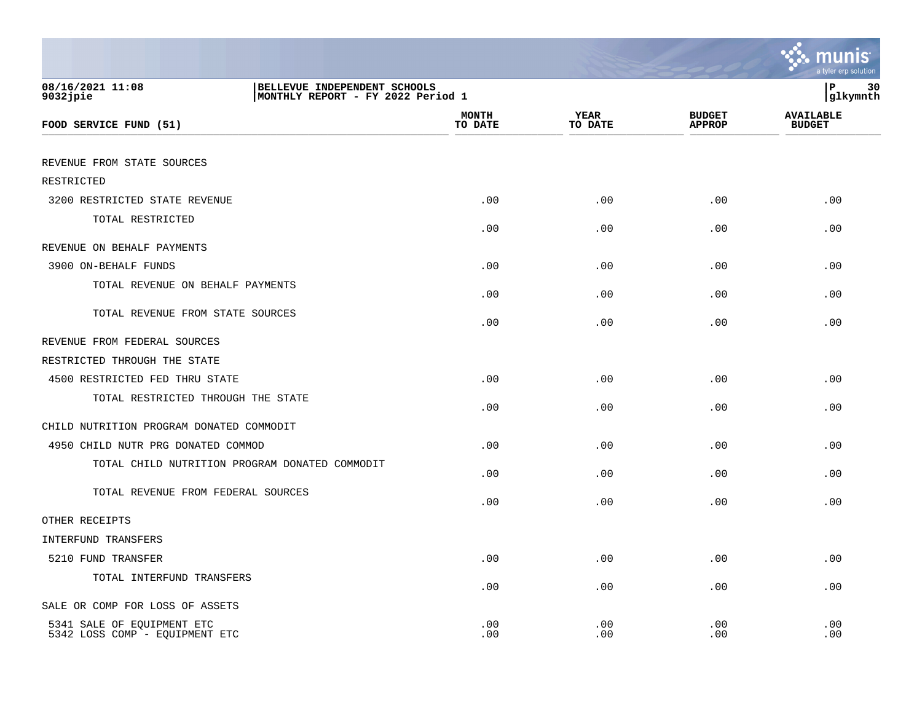08/16/2021 11:08
9032jpie

BELLEVUE INDEPENDENT SCHOOLS
MONTHLY REPORT - FY 2022 Period 1

| FOOD SERVICE FUND (51) | MONTH TO DATE | YEAR TO DATE | BUDGET APPROP | AVAILABLE BUDGET |
|---|---|---|---|---|
| REVENUE FROM STATE SOURCES | | | | |
| RESTRICTED | | | | |
| 3200 RESTRICTED STATE REVENUE | .00 | .00 | .00 | .00 |
| TOTAL RESTRICTED | .00 | .00 | .00 | .00 |
| REVENUE ON BEHALF PAYMENTS | | | | |
| 3900 ON-BEHALF FUNDS | .00 | .00 | .00 | .00 |
| TOTAL REVENUE ON BEHALF PAYMENTS | .00 | .00 | .00 | .00 |
| TOTAL REVENUE FROM STATE SOURCES | .00 | .00 | .00 | .00 |
| REVENUE FROM FEDERAL SOURCES | | | | |
| RESTRICTED THROUGH THE STATE | | | | |
| 4500 RESTRICTED FED THRU STATE | .00 | .00 | .00 | .00 |
| TOTAL RESTRICTED THROUGH THE STATE | .00 | .00 | .00 | .00 |
| CHILD NUTRITION PROGRAM DONATED COMMODIT | | | | |
| 4950 CHILD NUTR PRG DONATED COMMOD | .00 | .00 | .00 | .00 |
| TOTAL CHILD NUTRITION PROGRAM DONATED COMMODIT | .00 | .00 | .00 | .00 |
| TOTAL REVENUE FROM FEDERAL SOURCES | .00 | .00 | .00 | .00 |
| OTHER RECEIPTS | | | | |
| INTERFUND TRANSFERS | | | | |
| 5210 FUND TRANSFER | .00 | .00 | .00 | .00 |
| TOTAL INTERFUND TRANSFERS | .00 | .00 | .00 | .00 |
| SALE OR COMP FOR LOSS OF ASSETS | | | | |
| 5341 SALE OF EQUIPMENT ETC | .00 | .00 | .00 | .00 |
| 5342 LOSS COMP - EQUIPMENT ETC | .00 | .00 | .00 | .00 |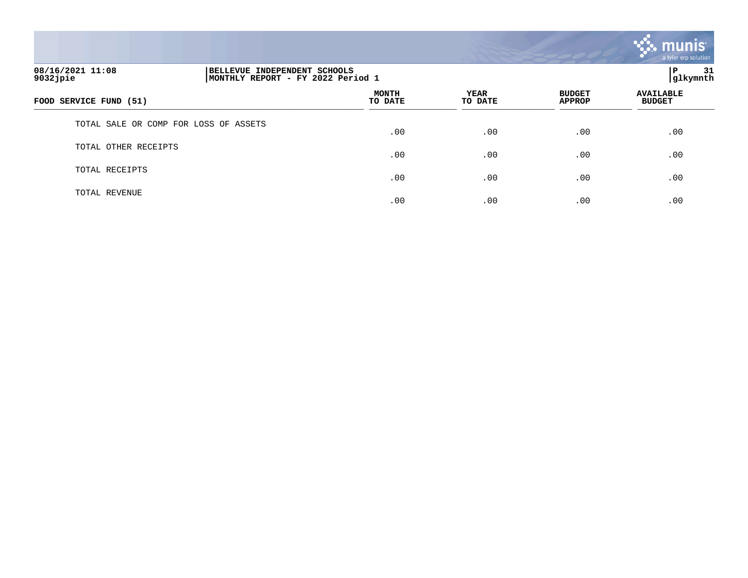**BELLEVUE INDEPENDENT SCHOOLS**
**MONTHLY REPORT - FY 2022 Period 1**

08/16/2021 11:08
9032jpie
glkymnth

| FOOD SERVICE FUND (51) | MONTH TO DATE | YEAR TO DATE | BUDGET APPROP | AVAILABLE BUDGET |
|---|---|---|---|---|
| TOTAL SALE OR COMP FOR LOSS OF ASSETS | .00 | .00 | .00 | .00 |
| TOTAL OTHER RECEIPTS | .00 | .00 | .00 | .00 |
| TOTAL RECEIPTS | .00 | .00 | .00 | .00 |
| TOTAL REVENUE | .00 | .00 | .00 | .00 |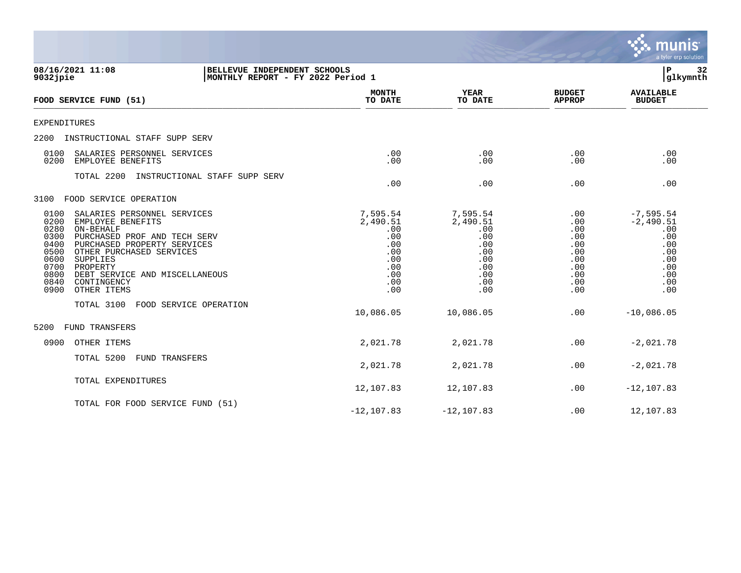08/16/2021 11:08
9032jpie

BELLEVUE INDEPENDENT SCHOOLS
MONTHLY REPORT - FY 2022 Period 1

glkymnth

| FOOD SERVICE FUND (51) | MONTH TO DATE | YEAR TO DATE | BUDGET APPROP | AVAILABLE BUDGET |
|---|---|---|---|---|
| EXPENDITURES | | | | |
| 2200 INSTRUCTIONAL STAFF SUPP SERV | | | | |
| 0100 SALARIES PERSONNEL SERVICES | .00 | .00 | .00 | .00 |
| 0200 EMPLOYEE BENEFITS | .00 | .00 | .00 | .00 |
| TOTAL 2200 INSTRUCTIONAL STAFF SUPP SERV | .00 | .00 | .00 | .00 |
| 3100 FOOD SERVICE OPERATION | | | | |
| 0100 SALARIES PERSONNEL SERVICES | 7,595.54 | 7,595.54 | .00 | -7,595.54 |
| 0200 EMPLOYEE BENEFITS | 2,490.51 | 2,490.51 | .00 | -2,490.51 |
| 0280 ON-BEHALF | .00 | .00 | .00 | .00 |
| 0300 PURCHASED PROF AND TECH SERV | .00 | .00 | .00 | .00 |
| 0400 PURCHASED PROPERTY SERVICES | .00 | .00 | .00 | .00 |
| 0500 OTHER PURCHASED SERVICES | .00 | .00 | .00 | .00 |
| 0600 SUPPLIES | .00 | .00 | .00 | .00 |
| 0700 PROPERTY | .00 | .00 | .00 | .00 |
| 0800 DEBT SERVICE AND MISCELLANEOUS | .00 | .00 | .00 | .00 |
| 0840 CONTINGENCY | .00 | .00 | .00 | .00 |
| 0900 OTHER ITEMS | .00 | .00 | .00 | .00 |
| TOTAL 3100 FOOD SERVICE OPERATION | 10,086.05 | 10,086.05 | .00 | -10,086.05 |
| 5200 FUND TRANSFERS | | | | |
| 0900 OTHER ITEMS | 2,021.78 | 2,021.78 | .00 | -2,021.78 |
| TOTAL 5200 FUND TRANSFERS | 2,021.78 | 2,021.78 | .00 | -2,021.78 |
| TOTAL EXPENDITURES | 12,107.83 | 12,107.83 | .00 | -12,107.83 |
| TOTAL FOR FOOD SERVICE FUND (51) | -12,107.83 | -12,107.83 | .00 | 12,107.83 |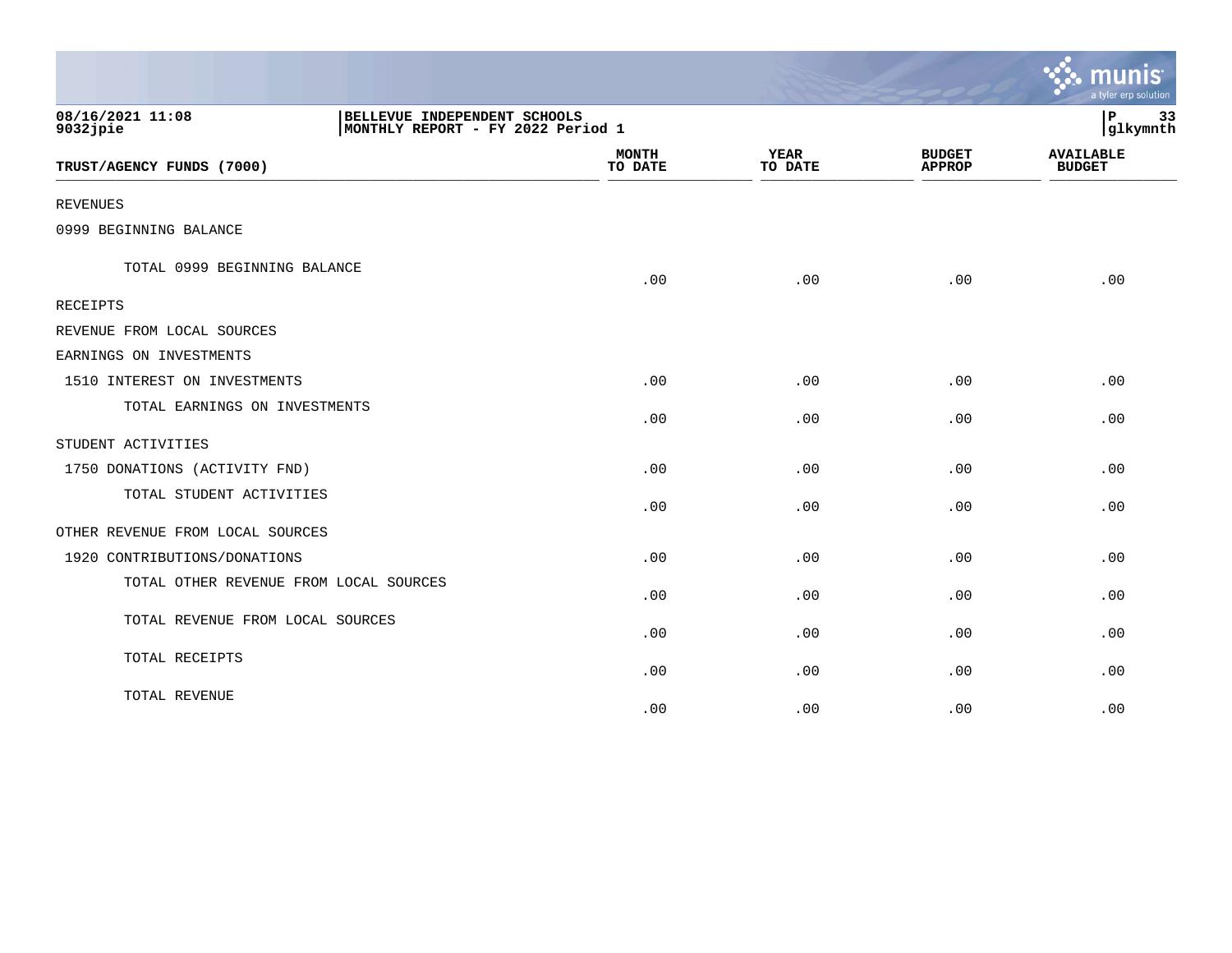08/16/2021 11:08
9032jpie

BELLEVUE INDEPENDENT SCHOOLS
MONTHLY REPORT - FY 2022 Period 1

glkymnth

| TRUST/AGENCY FUNDS (7000) | MONTH TO DATE | YEAR TO DATE | BUDGET APPROP | AVAILABLE BUDGET |
|---|---|---|---|---|
| REVENUES | | | | |
| 0999 BEGINNING BALANCE | | | | |
| TOTAL 0999 BEGINNING BALANCE | .00 | .00 | .00 | .00 |
| RECEIPTS | | | | |
| REVENUE FROM LOCAL SOURCES | | | | |
| EARNINGS ON INVESTMENTS | | | | |
| 1510 INTEREST ON INVESTMENTS | .00 | .00 | .00 | .00 |
| TOTAL EARNINGS ON INVESTMENTS | .00 | .00 | .00 | .00 |
| STUDENT ACTIVITIES | | | | |
| 1750 DONATIONS (ACTIVITY FND) | .00 | .00 | .00 | .00 |
| TOTAL STUDENT ACTIVITIES | .00 | .00 | .00 | .00 |
| OTHER REVENUE FROM LOCAL SOURCES | | | | |
| 1920 CONTRIBUTIONS/DONATIONS | .00 | .00 | .00 | .00 |
| TOTAL OTHER REVENUE FROM LOCAL SOURCES | .00 | .00 | .00 | .00 |
| TOTAL REVENUE FROM LOCAL SOURCES | .00 | .00 | .00 | .00 |
| TOTAL RECEIPTS | .00 | .00 | .00 | .00 |
| TOTAL REVENUE | .00 | .00 | .00 | .00 |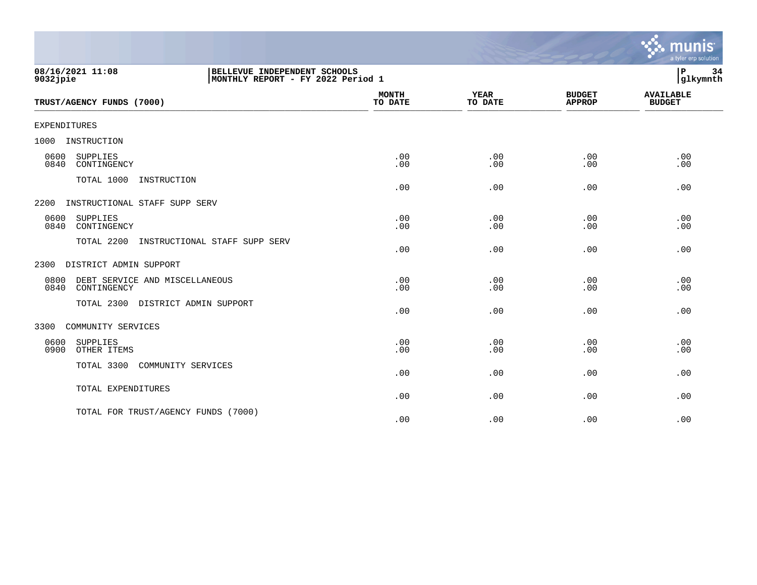08/16/2021 11:08
9032jpie

BELLEVUE INDEPENDENT SCHOOLS
MONTHLY REPORT - FY 2022 Period 1

P 34
glkymnth

| TRUST/AGENCY FUNDS (7000) | MONTH TO DATE | YEAR TO DATE | BUDGET APPROP | AVAILABLE BUDGET |
|---|---|---|---|---|
| EXPENDITURES | | | | |
| 1000 INSTRUCTION | | | | |
| 0600 SUPPLIES | .00 | .00 | .00 | .00 |
| 0840 CONTINGENCY | .00 | .00 | .00 | .00 |
| TOTAL 1000 INSTRUCTION | .00 | .00 | .00 | .00 |
| 2200 INSTRUCTIONAL STAFF SUPP SERV | | | | |
| 0600 SUPPLIES | .00 | .00 | .00 | .00 |
| 0840 CONTINGENCY | .00 | .00 | .00 | .00 |
| TOTAL 2200 INSTRUCTIONAL STAFF SUPP SERV | .00 | .00 | .00 | .00 |
| 2300 DISTRICT ADMIN SUPPORT | | | | |
| 0800 DEBT SERVICE AND MISCELLANEOUS | .00 | .00 | .00 | .00 |
| 0840 CONTINGENCY | .00 | .00 | .00 | .00 |
| TOTAL 2300 DISTRICT ADMIN SUPPORT | .00 | .00 | .00 | .00 |
| 3300 COMMUNITY SERVICES | | | | |
| 0600 SUPPLIES | .00 | .00 | .00 | .00 |
| 0900 OTHER ITEMS | .00 | .00 | .00 | .00 |
| TOTAL 3300 COMMUNITY SERVICES | .00 | .00 | .00 | .00 |
| TOTAL EXPENDITURES | .00 | .00 | .00 | .00 |
| TOTAL FOR TRUST/AGENCY FUNDS (7000) | .00 | .00 | .00 | .00 |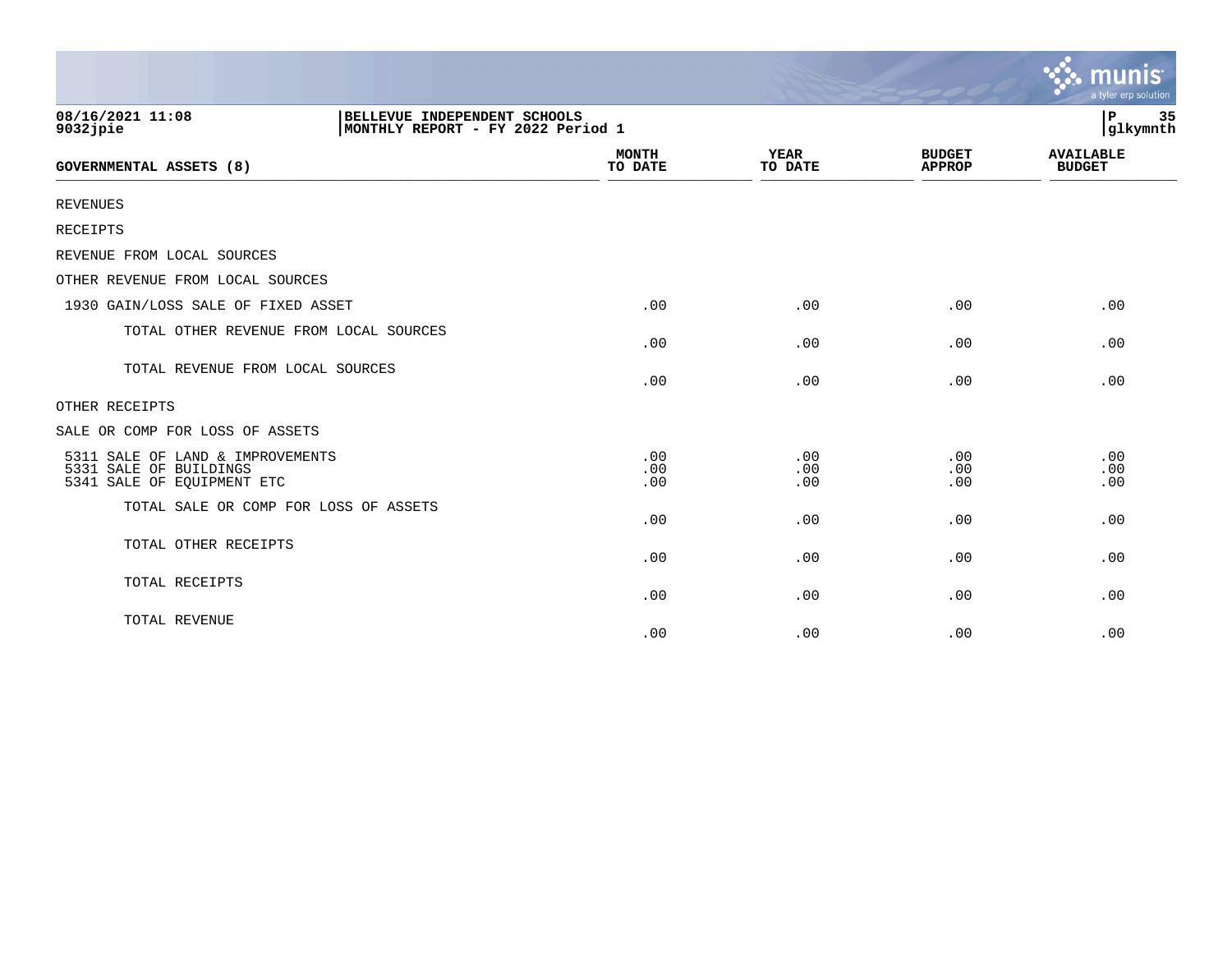08/16/2021 11:08 | BELLEVUE INDEPENDENT SCHOOLS
9032jpie | MONTHLY REPORT - FY 2022 Period 1

| GOVERNMENTAL ASSETS (8) | MONTH TO DATE | YEAR TO DATE | BUDGET APPROP | AVAILABLE BUDGET |
|---|---|---|---|---|
| REVENUES | | | | |
| RECEIPTS | | | | |
| REVENUE FROM LOCAL SOURCES | | | | |
| OTHER REVENUE FROM LOCAL SOURCES | | | | |
| 1930 GAIN/LOSS SALE OF FIXED ASSET | .00 | .00 | .00 | .00 |
| TOTAL OTHER REVENUE FROM LOCAL SOURCES | .00 | .00 | .00 | .00 |
| TOTAL REVENUE FROM LOCAL SOURCES | .00 | .00 | .00 | .00 |
| OTHER RECEIPTS | | | | |
| SALE OR COMP FOR LOSS OF ASSETS | | | | |
| 5311 SALE OF LAND & IMPROVEMENTS | .00 | .00 | .00 | .00 |
| 5331 SALE OF BUILDINGS | .00 | .00 | .00 | .00 |
| 5341 SALE OF EQUIPMENT ETC | .00 | .00 | .00 | .00 |
| TOTAL SALE OR COMP FOR LOSS OF ASSETS | .00 | .00 | .00 | .00 |
| TOTAL OTHER RECEIPTS | .00 | .00 | .00 | .00 |
| TOTAL RECEIPTS | .00 | .00 | .00 | .00 |
| TOTAL REVENUE | .00 | .00 | .00 | .00 |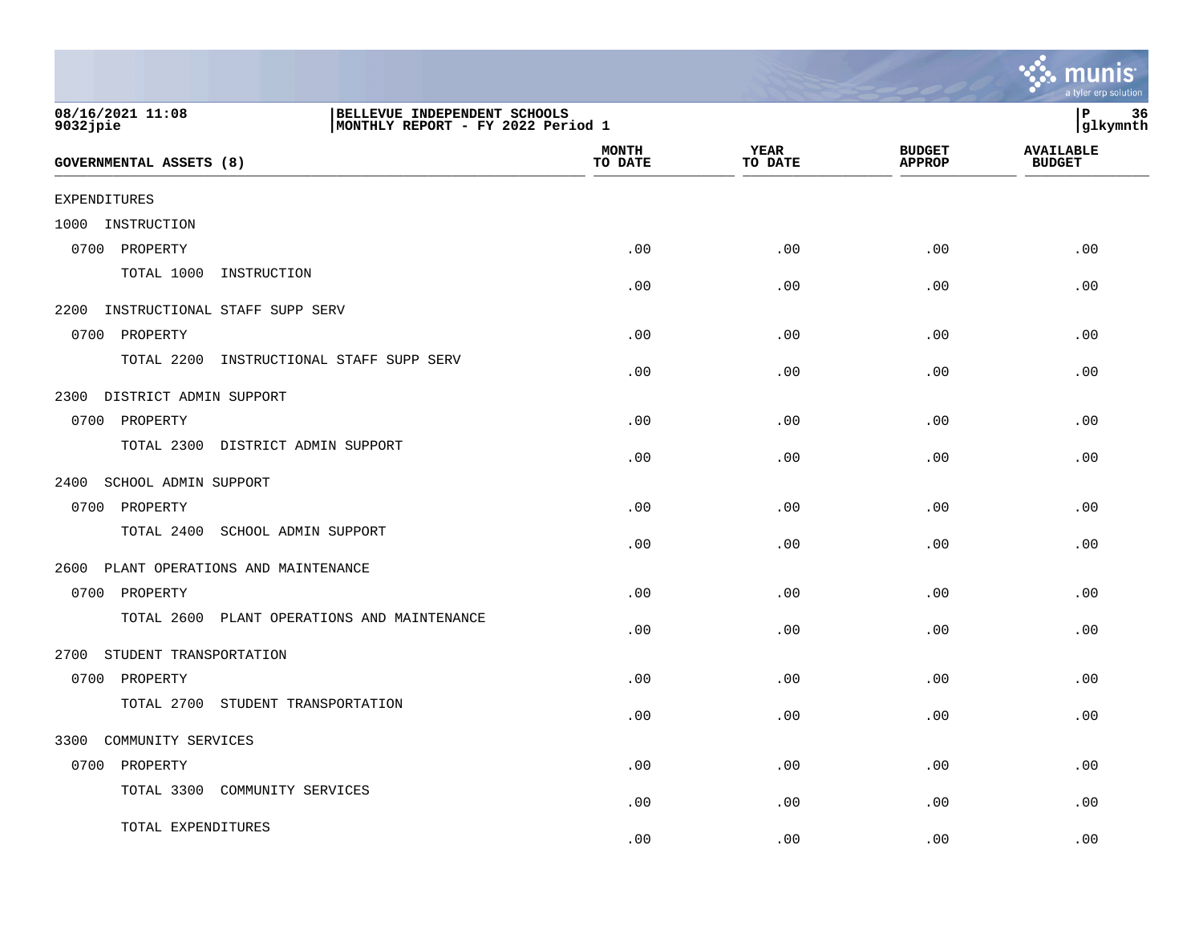**BELLEVUE INDEPENDENT SCHOOLS**
**MONTHLY REPORT - FY 2022 Period 1**

08/16/2021 11:08
9032jpie

P 36
glkymnth

| GOVERNMENTAL ASSETS (8) | MONTH TO DATE | YEAR TO DATE | BUDGET APPROP | AVAILABLE BUDGET |
|---|---|---|---|---|
| EXPENDITURES | | | | |
| 1000 INSTRUCTION | | | | |
| 0700 PROPERTY | .00 | .00 | .00 | .00 |
| TOTAL 1000 INSTRUCTION | .00 | .00 | .00 | .00 |
| 2200 INSTRUCTIONAL STAFF SUPP SERV | | | | |
| 0700 PROPERTY | .00 | .00 | .00 | .00 |
| TOTAL 2200 INSTRUCTIONAL STAFF SUPP SERV | .00 | .00 | .00 | .00 |
| 2300 DISTRICT ADMIN SUPPORT | | | | |
| 0700 PROPERTY | .00 | .00 | .00 | .00 |
| TOTAL 2300 DISTRICT ADMIN SUPPORT | .00 | .00 | .00 | .00 |
| 2400 SCHOOL ADMIN SUPPORT | | | | |
| 0700 PROPERTY | .00 | .00 | .00 | .00 |
| TOTAL 2400 SCHOOL ADMIN SUPPORT | .00 | .00 | .00 | .00 |
| 2600 PLANT OPERATIONS AND MAINTENANCE | | | | |
| 0700 PROPERTY | .00 | .00 | .00 | .00 |
| TOTAL 2600 PLANT OPERATIONS AND MAINTENANCE | .00 | .00 | .00 | .00 |
| 2700 STUDENT TRANSPORTATION | | | | |
| 0700 PROPERTY | .00 | .00 | .00 | .00 |
| TOTAL 2700 STUDENT TRANSPORTATION | .00 | .00 | .00 | .00 |
| 3300 COMMUNITY SERVICES | | | | |
| 0700 PROPERTY | .00 | .00 | .00 | .00 |
| TOTAL 3300 COMMUNITY SERVICES | .00 | .00 | .00 | .00 |
| TOTAL EXPENDITURES | .00 | .00 | .00 | .00 |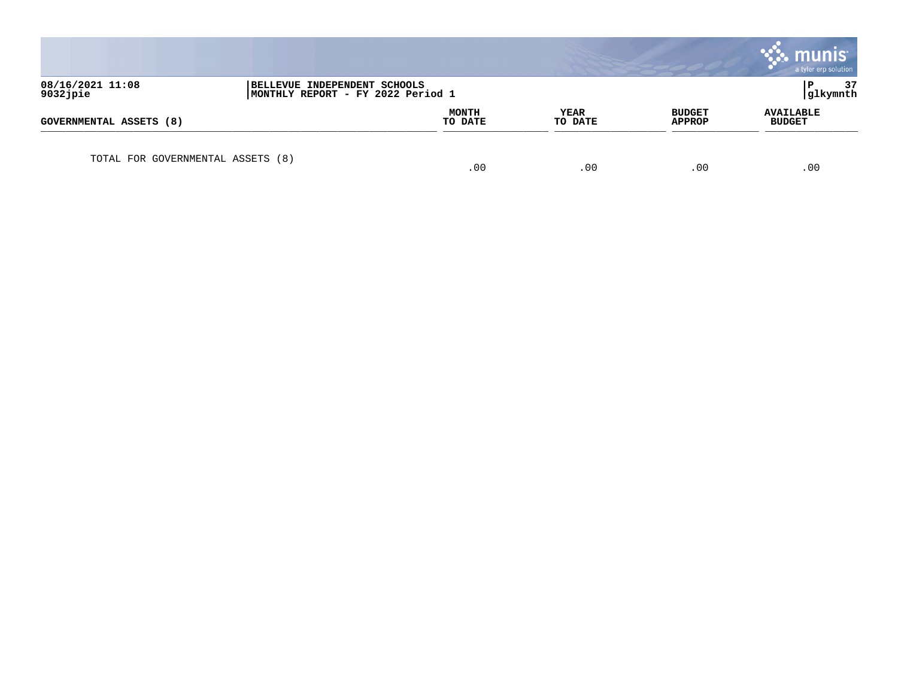| GOVERNMENTAL ASSETS (8) | MONTH TO DATE | YEAR TO DATE | BUDGET APPROP | AVAILABLE BUDGET |
|---|---|---|---|---|
| TOTAL FOR GOVERNMENTAL ASSETS (8) | .00 | .00 | .00 | .00 |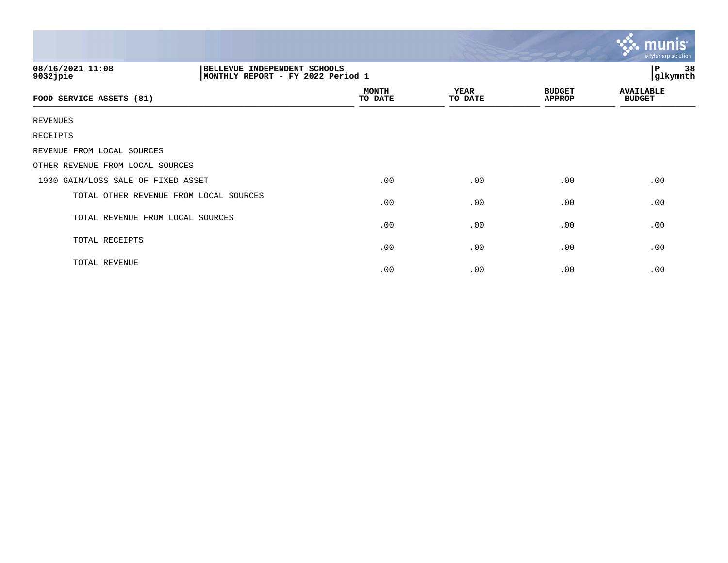08/16/2021 11:08
9032jpie

BELLEVUE INDEPENDENT SCHOOLS
MONTHLY REPORT - FY 2022 Period 1

P 38
glkymnth

| FOOD SERVICE ASSETS (81) | MONTH TO DATE | YEAR TO DATE | BUDGET APPROP | AVAILABLE BUDGET |
|---|---|---|---|---|
| REVENUES | | | | |
| RECEIPTS | | | | |
| REVENUE FROM LOCAL SOURCES | | | | |
| OTHER REVENUE FROM LOCAL SOURCES | | | | |
| 1930 GAIN/LOSS SALE OF FIXED ASSET | .00 | .00 | .00 | .00 |
| TOTAL OTHER REVENUE FROM LOCAL SOURCES | .00 | .00 | .00 | .00 |
| TOTAL REVENUE FROM LOCAL SOURCES | .00 | .00 | .00 | .00 |
| TOTAL RECEIPTS | .00 | .00 | .00 | .00 |
| TOTAL REVENUE | .00 | .00 | .00 | .00 |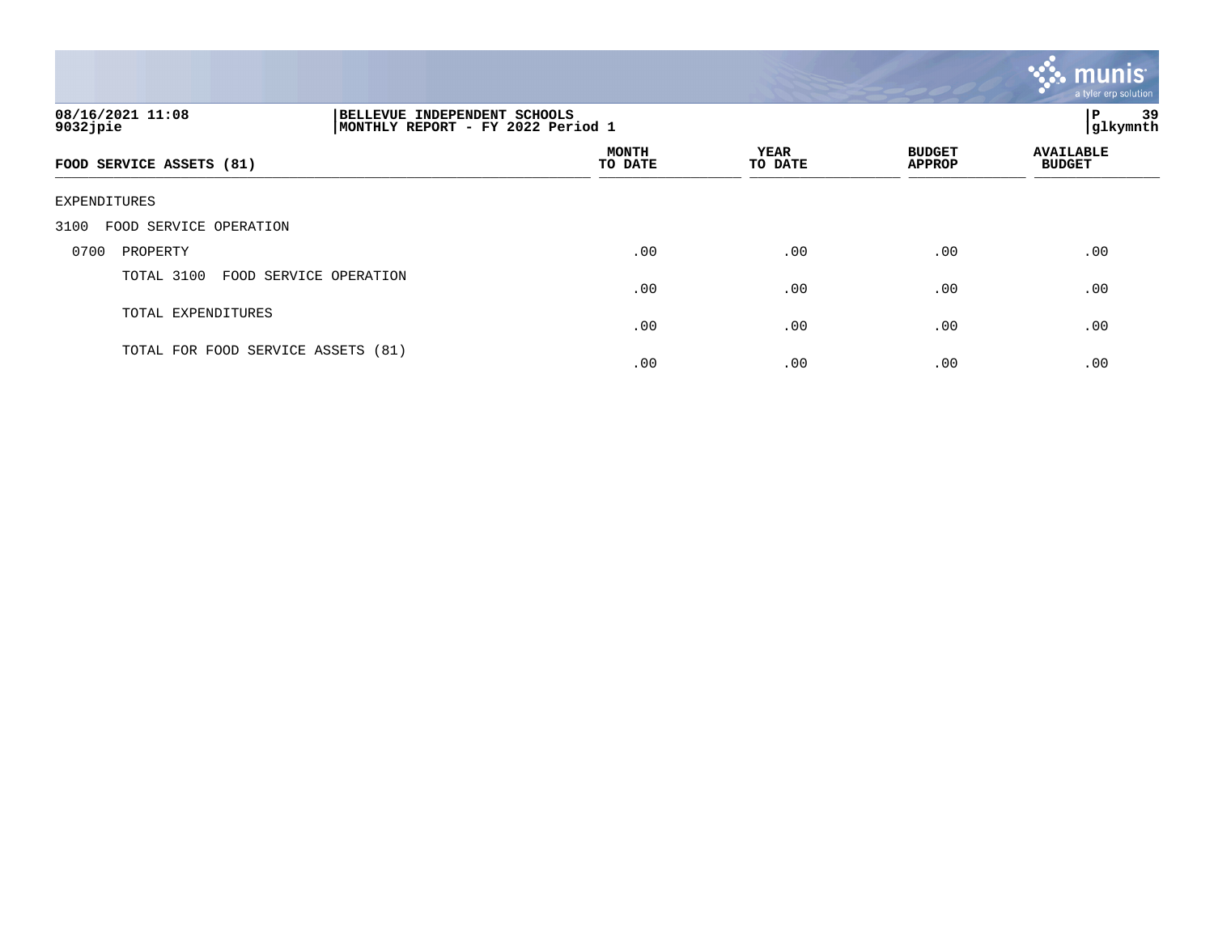08/16/2021 11:08
9032jpie

BELLEVUE INDEPENDENT SCHOOLS
MONTHLY REPORT - FY 2022 Period 1

P 39
glkymnth

| FOOD SERVICE ASSETS (81) | MONTH TO DATE | YEAR TO DATE | BUDGET APPROP | AVAILABLE BUDGET |
|---|---|---|---|---|
| EXPENDITURES | | | | |
| 3100 FOOD SERVICE OPERATION | | | | |
| 0700 PROPERTY | .00 | .00 | .00 | .00 |
| TOTAL 3100 FOOD SERVICE OPERATION | .00 | .00 | .00 | .00 |
| TOTAL EXPENDITURES | .00 | .00 | .00 | .00 |
| TOTAL FOR FOOD SERVICE ASSETS (81) | .00 | .00 | .00 | .00 |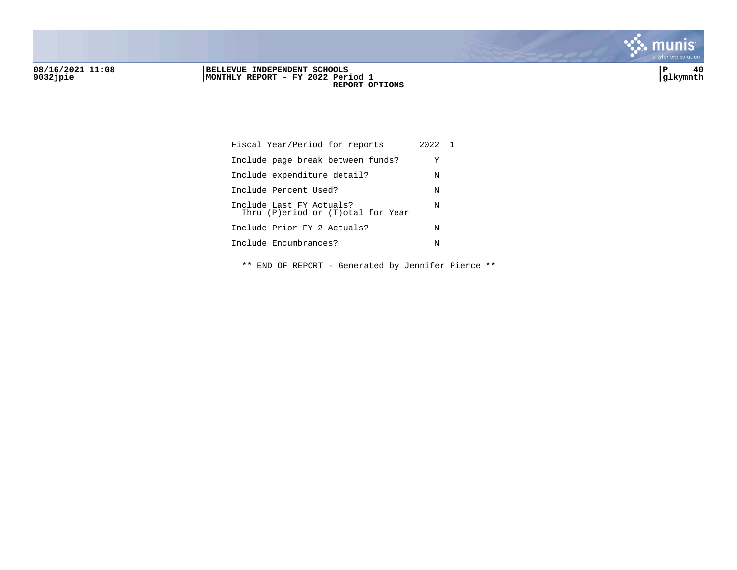08/16/2021 11:08
9032jpie

BELLEVUE INDEPENDENT SCHOOLS
MONTHLY REPORT - FY 2022 Period 1
REPORT OPTIONS

glkymnth

| | |
|---|---|
| Fiscal Year/Period for reports | 2022 1 |
| Include page break between funds? | Y |
| Include expenditure detail? | N |
| Include Percent Used? | N |
| Include Last FY Actuals? Thru (P)eriod or (T)otal for Year | N |
| Include Prior FY 2 Actuals? | N |
| Include Encumbrances? | N |

** END OF REPORT - Generated by Jennifer Pierce **